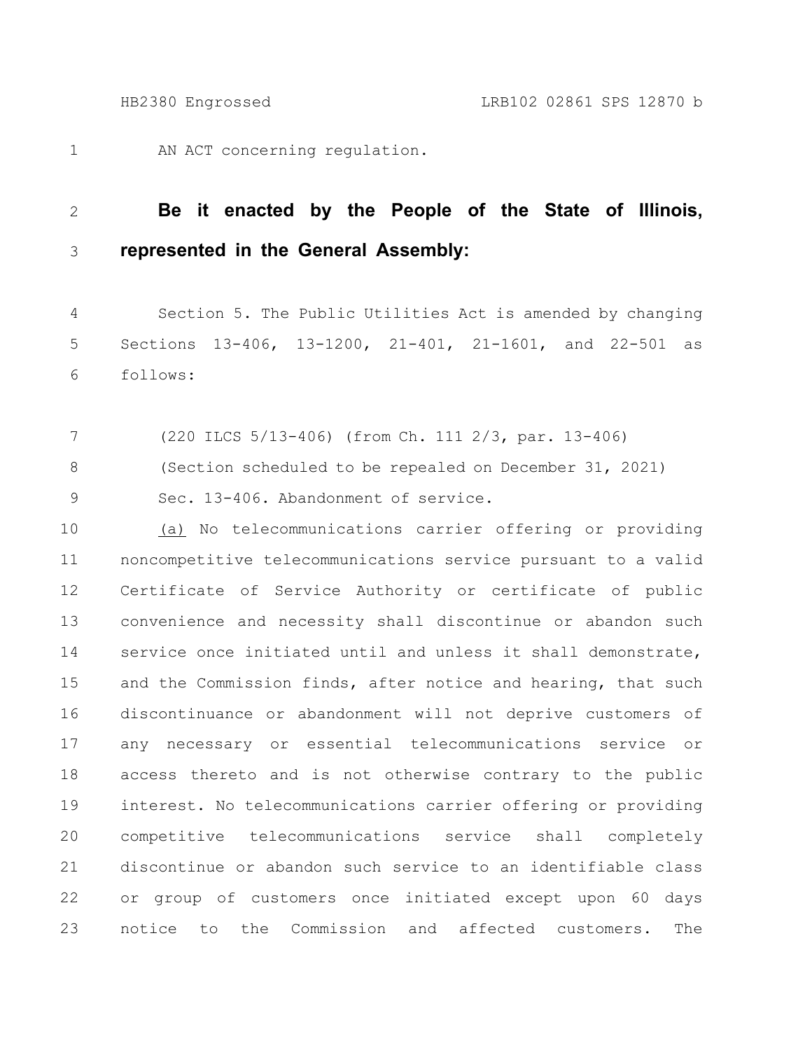AN ACT concerning regulation.

**Be it enacted by the People of the State of Illinois, represented in the General Assembly:**

Section 5. The Public Utilities Act is amended by changing Sections 13-406, 13-1200, 21-401, 21-1601, and 22-501 as follows:

(220 ILCS 5/13-406) (from Ch. 111 2/3, par. 13-406)

(Section scheduled to be repealed on December 31, 2021)

Sec. 13-406. Abandonment of service.

(a) No telecommunications carrier offering or providing noncompetitive telecommunications service pursuant to a valid Certificate of Service Authority or certificate of public convenience and necessity shall discontinue or abandon such service once initiated until and unless it shall demonstrate, and the Commission finds, after notice and hearing, that such discontinuance or abandonment will not deprive customers of any necessary or essential telecommunications service or access thereto and is not otherwise contrary to the public interest. No telecommunications carrier offering or providing competitive telecommunications service shall completely discontinue or abandon such service to an identifiable class or group of customers once initiated except upon 60 days notice to the Commission and affected customers. The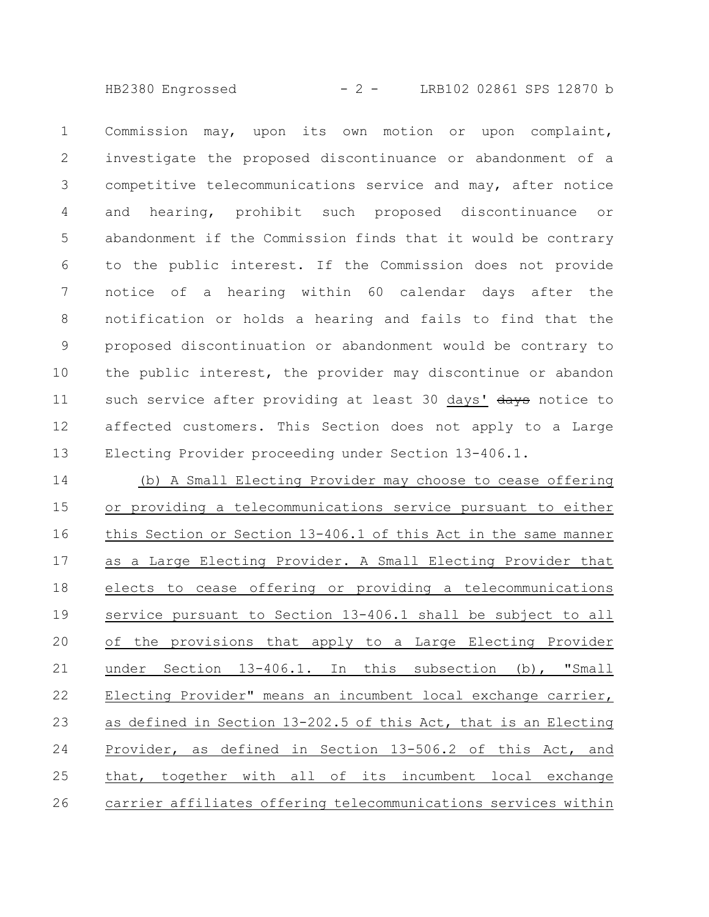Commission may, upon its own motion or upon complaint, investigate the proposed discontinuance or abandonment of a competitive telecommunications service and may, after notice and hearing, prohibit such proposed discontinuance or abandonment if the Commission finds that it would be contrary to the public interest. If the Commission does not provide notice of a hearing within 60 calendar days after the notification or holds a hearing and fails to find that the proposed discontinuation or abandonment would be contrary to the public interest, the provider may discontinue or abandon such service after providing at least 30 days' ~~days~~ notice to affected customers. This Section does not apply to a Large Electing Provider proceeding under Section 13-406.1.

(b) A Small Electing Provider may choose to cease offering or providing a telecommunications service pursuant to either this Section or Section 13-406.1 of this Act in the same manner as a Large Electing Provider. A Small Electing Provider that elects to cease offering or providing a telecommunications service pursuant to Section 13-406.1 shall be subject to all of the provisions that apply to a Large Electing Provider under Section 13-406.1. In this subsection (b), "Small Electing Provider" means an incumbent local exchange carrier, as defined in Section 13-202.5 of this Act, that is an Electing Provider, as defined in Section 13-506.2 of this Act, and that, together with all of its incumbent local exchange carrier affiliates offering telecommunications services within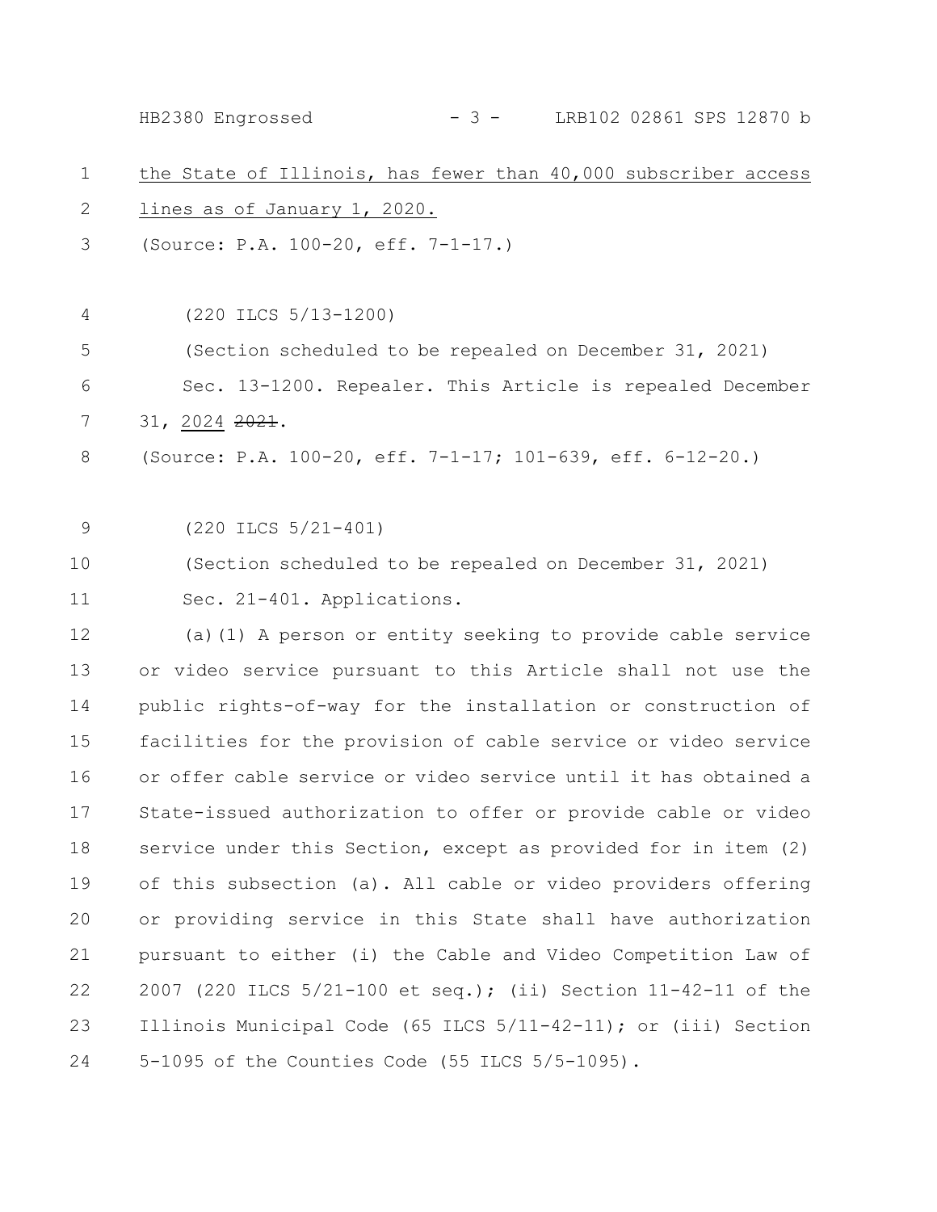the State of Illinois, has fewer than 40,000 subscriber access lines as of January 1, 2020.

(Source: P.A. 100-20, eff. 7-1-17.)

(220 ILCS 5/13-1200)

(Section scheduled to be repealed on December 31, 2021)

Sec. 13-1200. Repealer. This Article is repealed December 31, 2024 ~~2021~~.

(Source: P.A. 100-20, eff. 7-1-17; 101-639, eff. 6-12-20.)

(220 ILCS 5/21-401)

(Section scheduled to be repealed on December 31, 2021)

Sec. 21-401. Applications.

(a)(1) A person or entity seeking to provide cable service or video service pursuant to this Article shall not use the public rights-of-way for the installation or construction of facilities for the provision of cable service or video service or offer cable service or video service until it has obtained a State-issued authorization to offer or provide cable or video service under this Section, except as provided for in item (2) of this subsection (a). All cable or video providers offering or providing service in this State shall have authorization pursuant to either (i) the Cable and Video Competition Law of 2007 (220 ILCS 5/21-100 et seq.); (ii) Section 11-42-11 of the Illinois Municipal Code (65 ILCS 5/11-42-11); or (iii) Section 5-1095 of the Counties Code (55 ILCS 5/5-1095).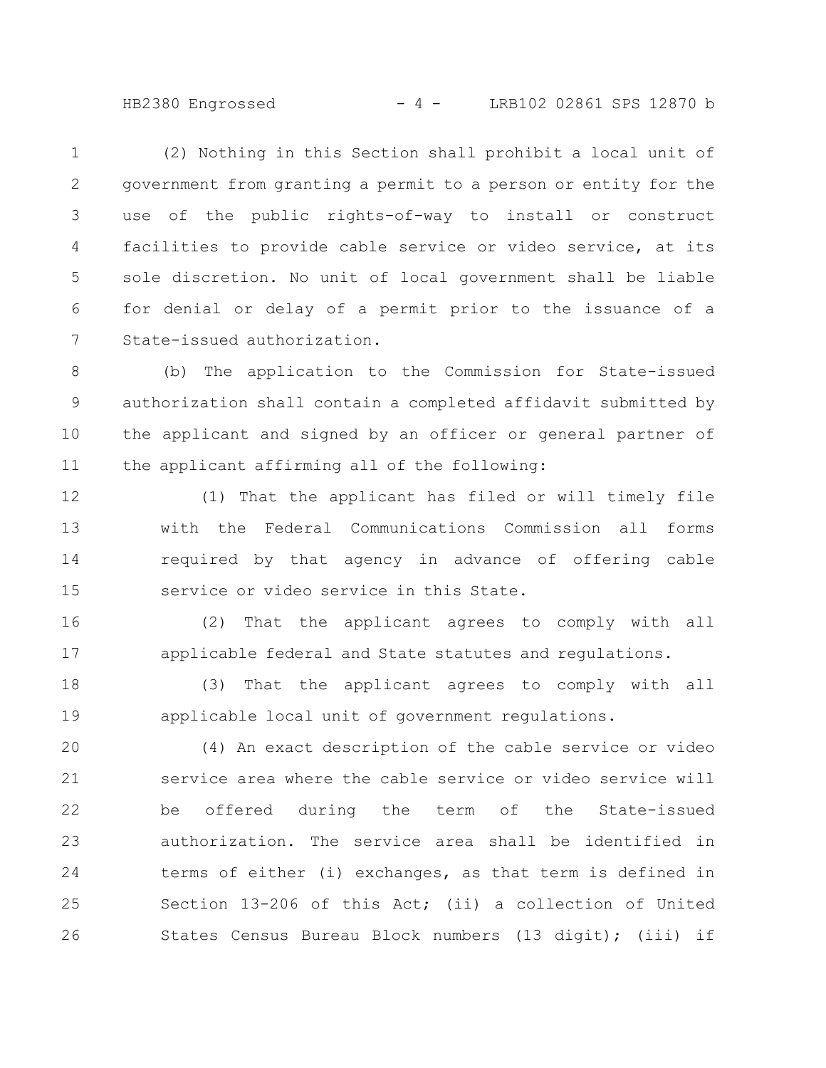(2) Nothing in this Section shall prohibit a local unit of government from granting a permit to a person or entity for the use of the public rights-of-way to install or construct facilities to provide cable service or video service, at its sole discretion. No unit of local government shall be liable for denial or delay of a permit prior to the issuance of a State-issued authorization.

(b) The application to the Commission for State-issued authorization shall contain a completed affidavit submitted by the applicant and signed by an officer or general partner of the applicant affirming all of the following:

(1) That the applicant has filed or will timely file with the Federal Communications Commission all forms required by that agency in advance of offering cable service or video service in this State.

(2) That the applicant agrees to comply with all applicable federal and State statutes and regulations.

(3) That the applicant agrees to comply with all applicable local unit of government regulations.

(4) An exact description of the cable service or video service area where the cable service or video service will be offered during the term of the State-issued authorization. The service area shall be identified in terms of either (i) exchanges, as that term is defined in Section 13-206 of this Act; (ii) a collection of United States Census Bureau Block numbers (13 digit); (iii) if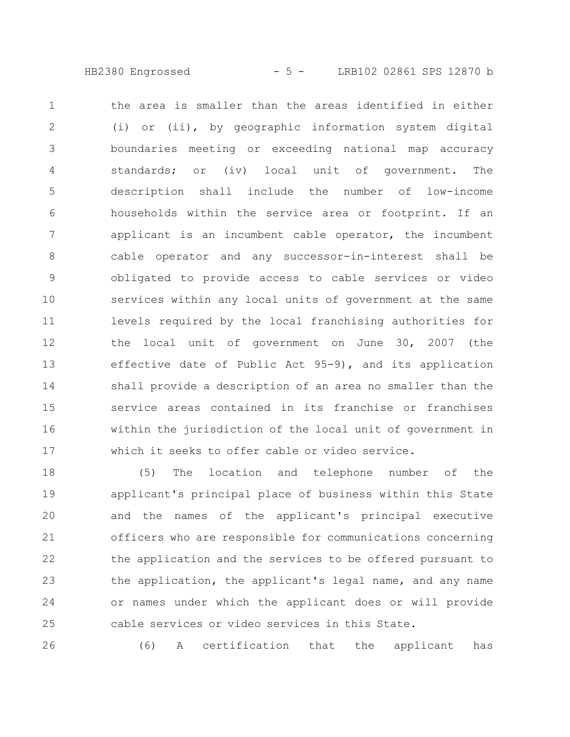the area is smaller than the areas identified in either (i) or (ii), by geographic information system digital boundaries meeting or exceeding national map accuracy standards; or (iv) local unit of government. The description shall include the number of low-income households within the service area or footprint. If an applicant is an incumbent cable operator, the incumbent cable operator and any successor-in-interest shall be obligated to provide access to cable services or video services within any local units of government at the same levels required by the local franchising authorities for the local unit of government on June 30, 2007 (the effective date of Public Act 95-9), and its application shall provide a description of an area no smaller than the service areas contained in its franchise or franchises within the jurisdiction of the local unit of government in which it seeks to offer cable or video service.

(5) The location and telephone number of the applicant's principal place of business within this State and the names of the applicant's principal executive officers who are responsible for communications concerning the application and the services to be offered pursuant to the application, the applicant's legal name, and any name or names under which the applicant does or will provide cable services or video services in this State.

(6) A certification that the applicant has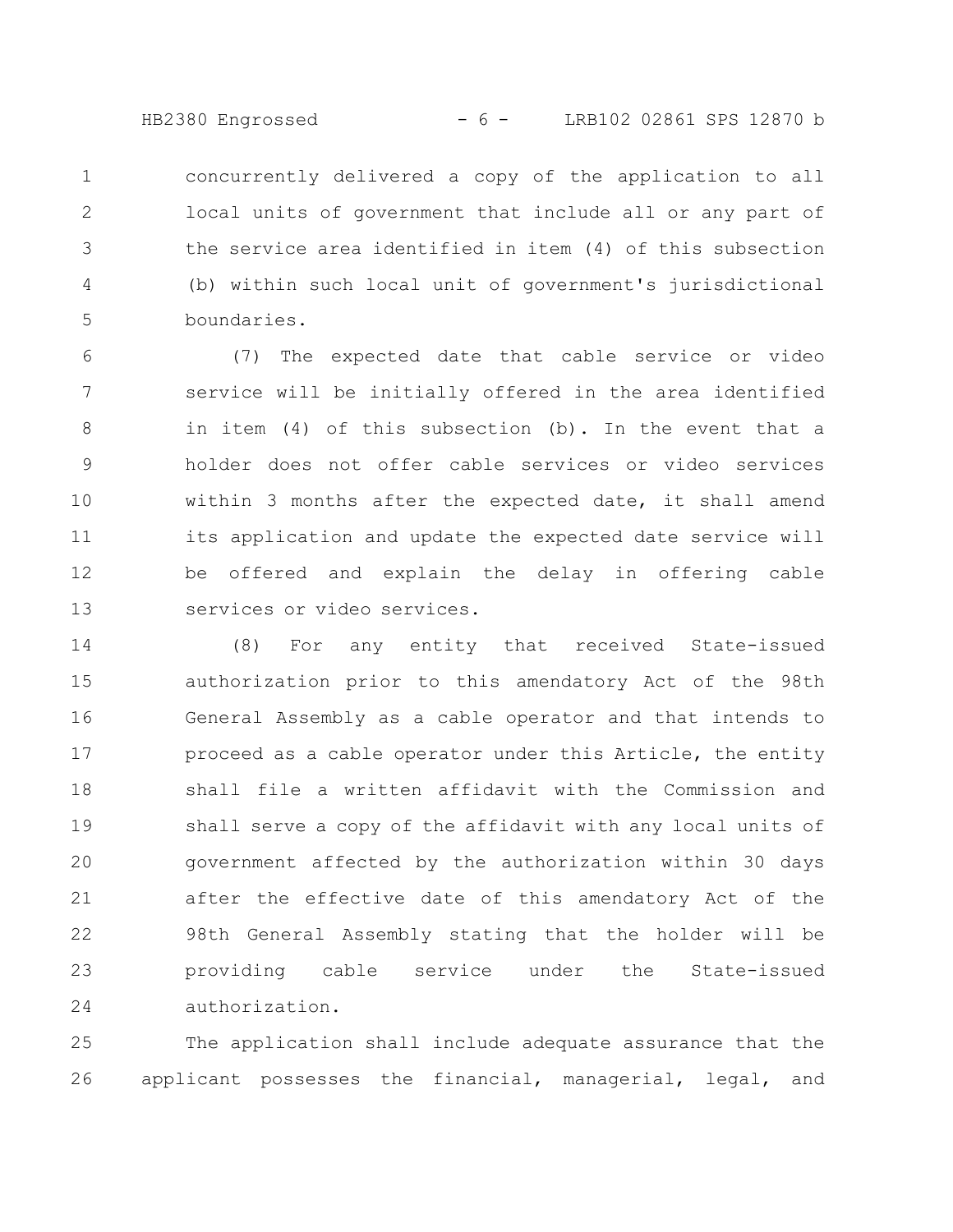concurrently delivered a copy of the application to all local units of government that include all or any part of the service area identified in item (4) of this subsection (b) within such local unit of government's jurisdictional boundaries.

(7) The expected date that cable service or video service will be initially offered in the area identified in item (4) of this subsection (b). In the event that a holder does not offer cable services or video services within 3 months after the expected date, it shall amend its application and update the expected date service will be offered and explain the delay in offering cable services or video services.

(8) For any entity that received State-issued authorization prior to this amendatory Act of the 98th General Assembly as a cable operator and that intends to proceed as a cable operator under this Article, the entity shall file a written affidavit with the Commission and shall serve a copy of the affidavit with any local units of government affected by the authorization within 30 days after the effective date of this amendatory Act of the 98th General Assembly stating that the holder will be providing cable service under the State-issued authorization.

The application shall include adequate assurance that the applicant possesses the financial, managerial, legal, and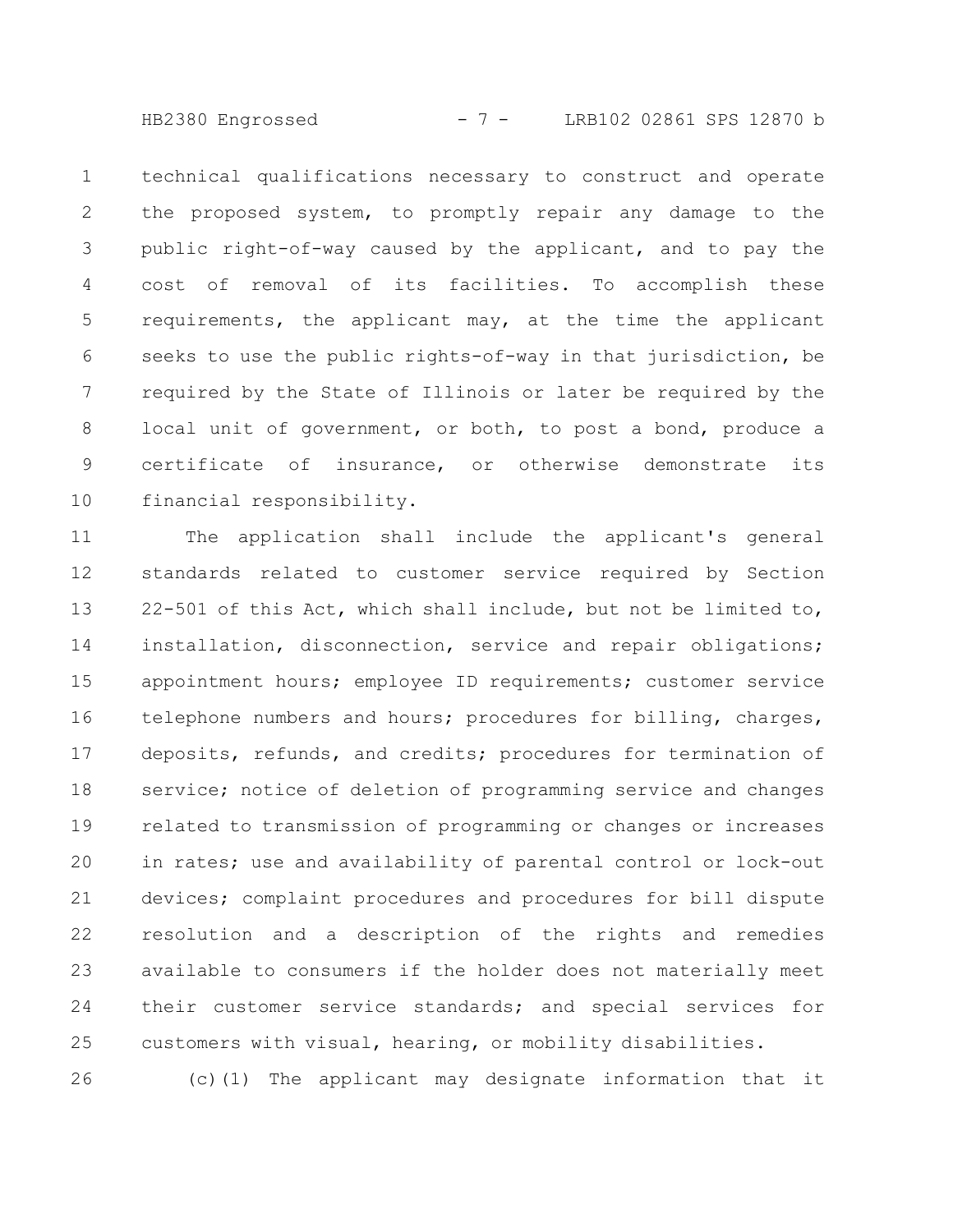technical qualifications necessary to construct and operate the proposed system, to promptly repair any damage to the public right-of-way caused by the applicant, and to pay the cost of removal of its facilities. To accomplish these requirements, the applicant may, at the time the applicant seeks to use the public rights-of-way in that jurisdiction, be required by the State of Illinois or later be required by the local unit of government, or both, to post a bond, produce a certificate of insurance, or otherwise demonstrate its financial responsibility.

The application shall include the applicant's general standards related to customer service required by Section 22-501 of this Act, which shall include, but not be limited to, installation, disconnection, service and repair obligations; appointment hours; employee ID requirements; customer service telephone numbers and hours; procedures for billing, charges, deposits, refunds, and credits; procedures for termination of service; notice of deletion of programming service and changes related to transmission of programming or changes or increases in rates; use and availability of parental control or lock-out devices; complaint procedures and procedures for bill dispute resolution and a description of the rights and remedies available to consumers if the holder does not materially meet their customer service standards; and special services for customers with visual, hearing, or mobility disabilities.

(c)(1) The applicant may designate information that it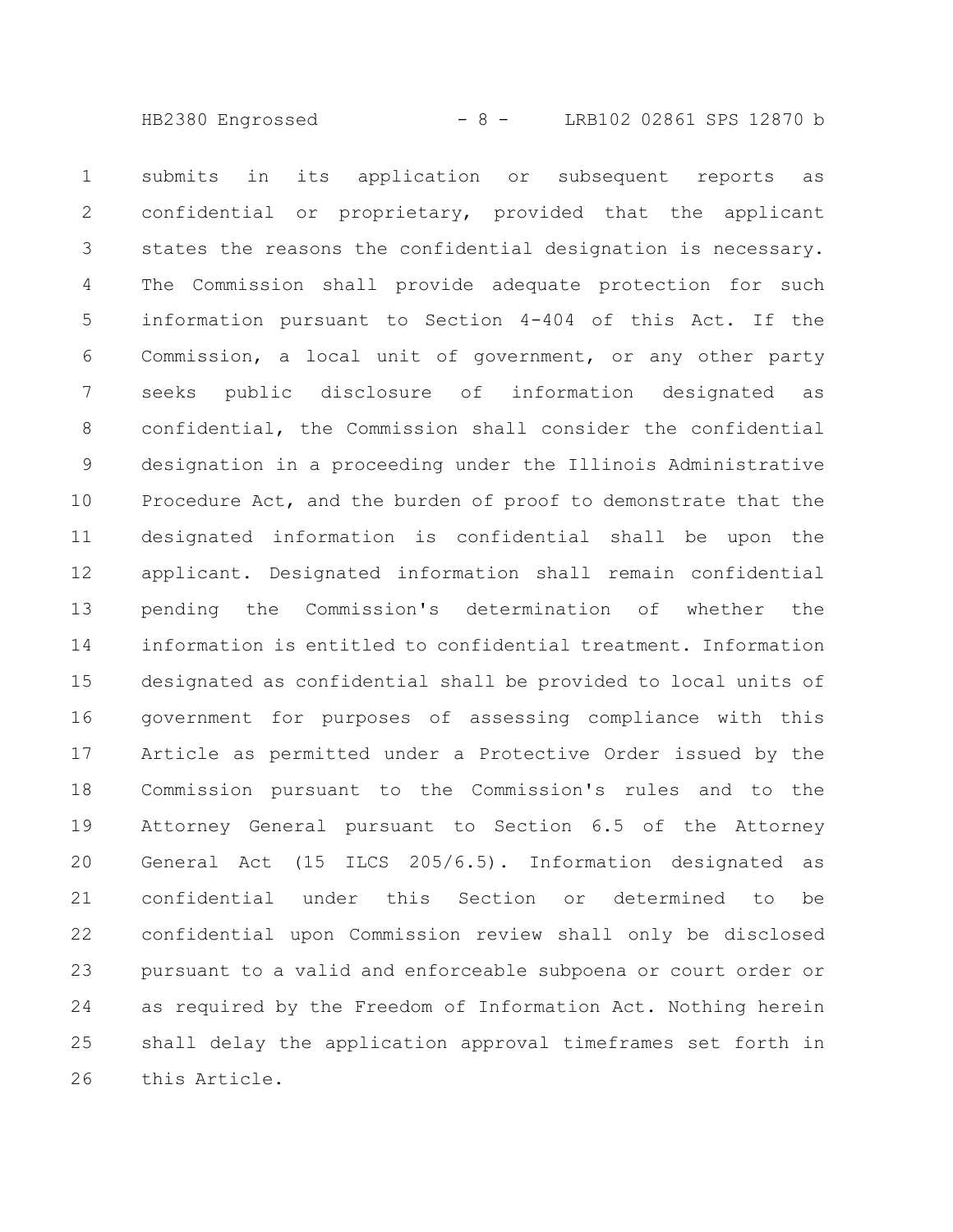submits in its application or subsequent reports as confidential or proprietary, provided that the applicant states the reasons the confidential designation is necessary. The Commission shall provide adequate protection for such information pursuant to Section 4-404 of this Act. If the Commission, a local unit of government, or any other party seeks public disclosure of information designated as confidential, the Commission shall consider the confidential designation in a proceeding under the Illinois Administrative Procedure Act, and the burden of proof to demonstrate that the designated information is confidential shall be upon the applicant. Designated information shall remain confidential pending the Commission's determination of whether the information is entitled to confidential treatment. Information designated as confidential shall be provided to local units of government for purposes of assessing compliance with this Article as permitted under a Protective Order issued by the Commission pursuant to the Commission's rules and to the Attorney General pursuant to Section 6.5 of the Attorney General Act (15 ILCS 205/6.5). Information designated as confidential under this Section or determined to be confidential upon Commission review shall only be disclosed pursuant to a valid and enforceable subpoena or court order or as required by the Freedom of Information Act. Nothing herein shall delay the application approval timeframes set forth in this Article.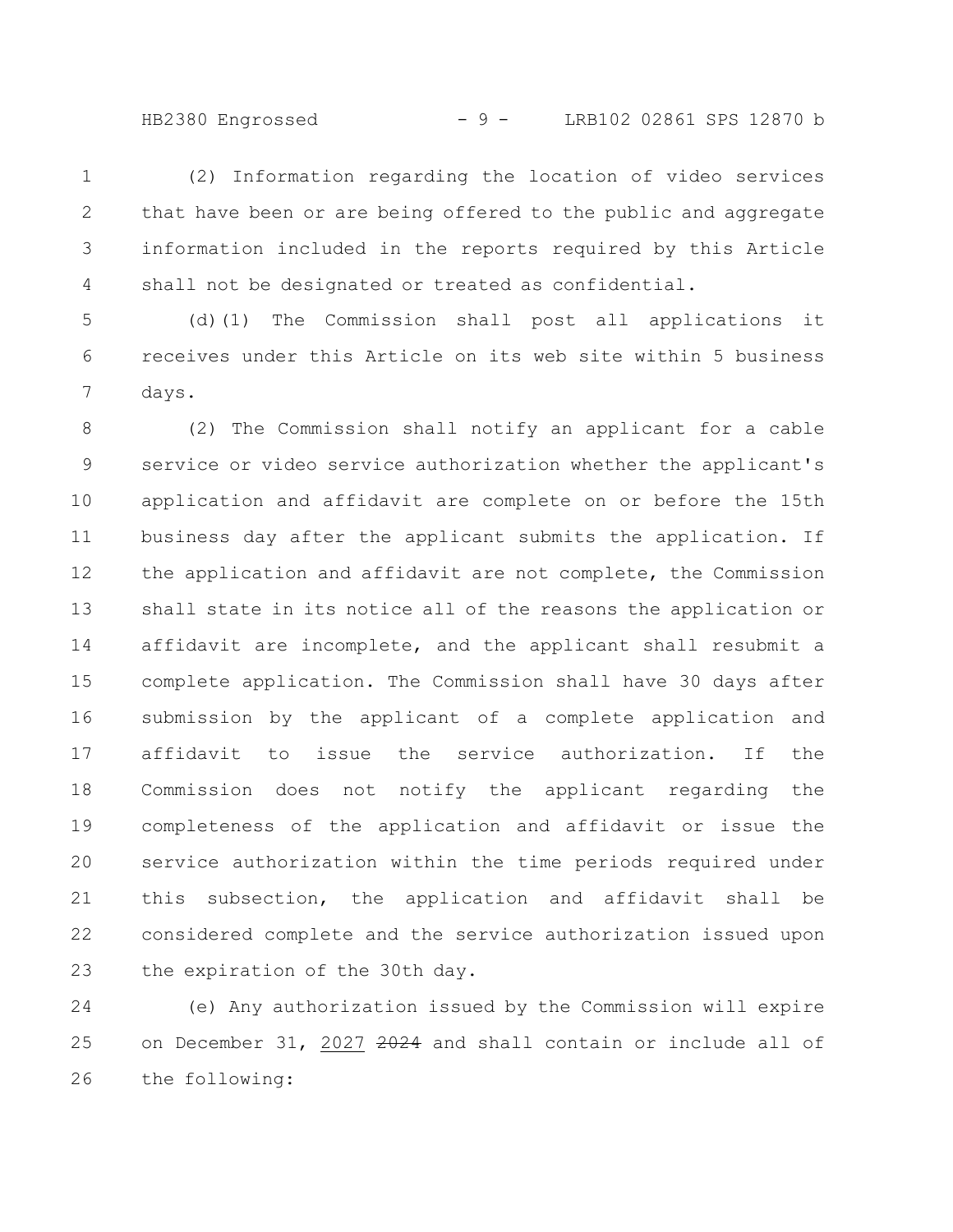(2) Information regarding the location of video services that have been or are being offered to the public and aggregate information included in the reports required by this Article shall not be designated or treated as confidential.

(d)(1) The Commission shall post all applications it receives under this Article on its web site within 5 business days.

(2) The Commission shall notify an applicant for a cable service or video service authorization whether the applicant's application and affidavit are complete on or before the 15th business day after the applicant submits the application. If the application and affidavit are not complete, the Commission shall state in its notice all of the reasons the application or affidavit are incomplete, and the applicant shall resubmit a complete application. The Commission shall have 30 days after submission by the applicant of a complete application and affidavit to issue the service authorization. If the Commission does not notify the applicant regarding the completeness of the application and affidavit or issue the service authorization within the time periods required under this subsection, the application and affidavit shall be considered complete and the service authorization issued upon the expiration of the 30th day.

(e) Any authorization issued by the Commission will expire on December 31, <u>2027</u> ~~2024~~ and shall contain or include all of the following: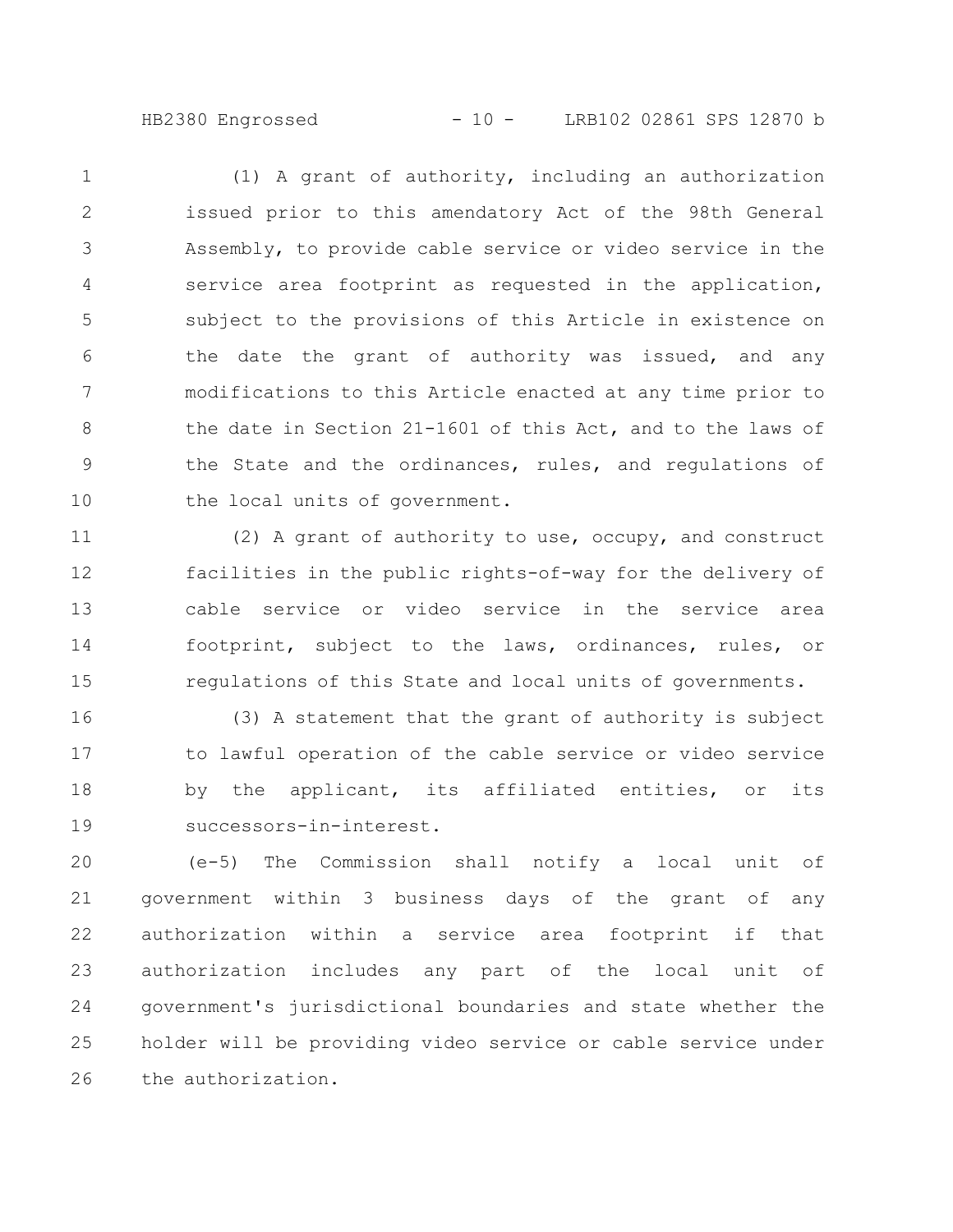(1) A grant of authority, including an authorization issued prior to this amendatory Act of the 98th General Assembly, to provide cable service or video service in the service area footprint as requested in the application, subject to the provisions of this Article in existence on the date the grant of authority was issued, and any modifications to this Article enacted at any time prior to the date in Section 21-1601 of this Act, and to the laws of the State and the ordinances, rules, and regulations of the local units of government.

(2) A grant of authority to use, occupy, and construct facilities in the public rights-of-way for the delivery of cable service or video service in the service area footprint, subject to the laws, ordinances, rules, or regulations of this State and local units of governments.

(3) A statement that the grant of authority is subject to lawful operation of the cable service or video service by the applicant, its affiliated entities, or its successors-in-interest.

(e-5) The Commission shall notify a local unit of government within 3 business days of the grant of any authorization within a service area footprint if that authorization includes any part of the local unit of government's jurisdictional boundaries and state whether the holder will be providing video service or cable service under the authorization.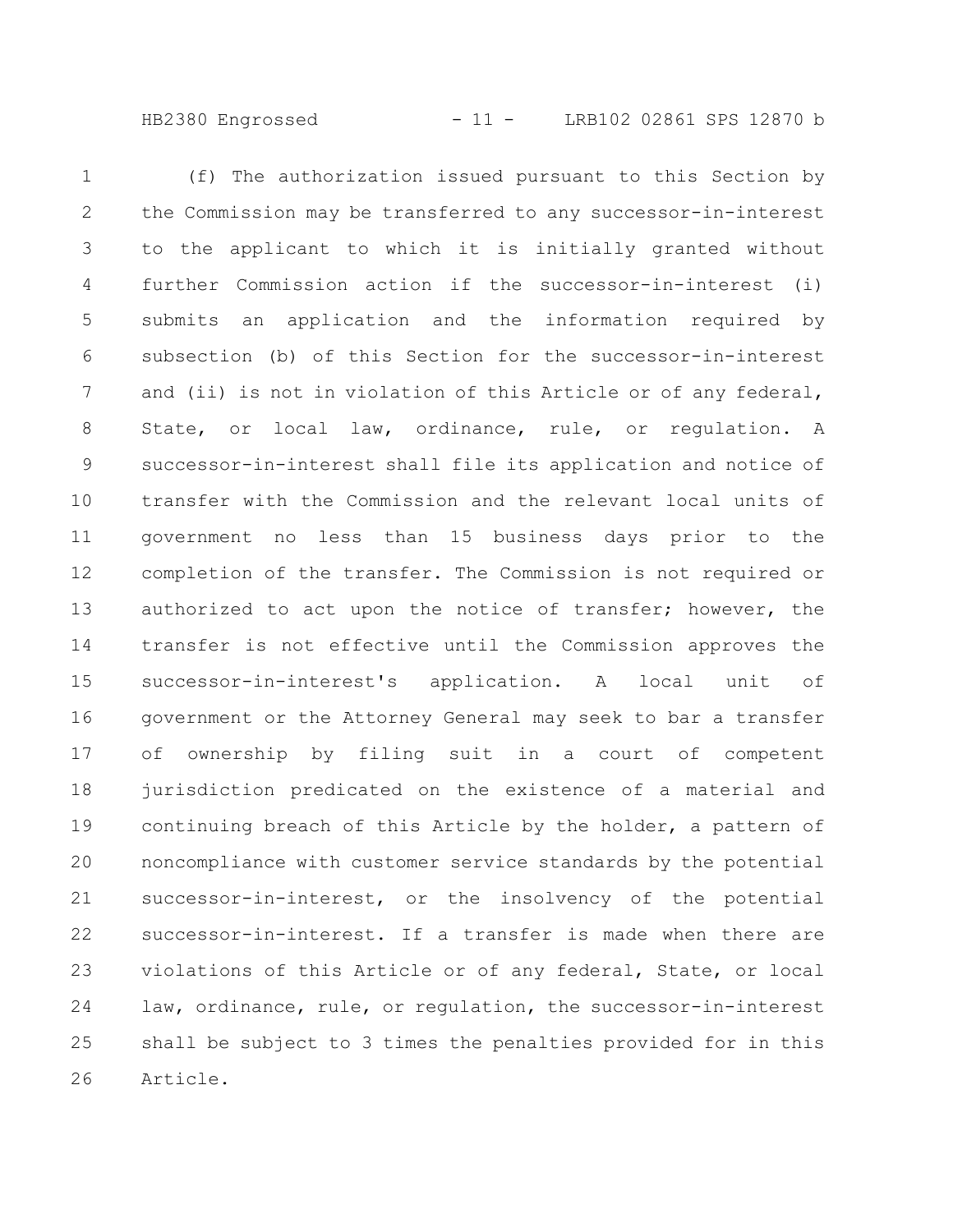(f) The authorization issued pursuant to this Section by the Commission may be transferred to any successor-in-interest to the applicant to which it is initially granted without further Commission action if the successor-in-interest (i) submits an application and the information required by subsection (b) of this Section for the successor-in-interest and (ii) is not in violation of this Article or of any federal, State, or local law, ordinance, rule, or regulation. A successor-in-interest shall file its application and notice of transfer with the Commission and the relevant local units of government no less than 15 business days prior to the completion of the transfer. The Commission is not required or authorized to act upon the notice of transfer; however, the transfer is not effective until the Commission approves the successor-in-interest's application. A local unit of government or the Attorney General may seek to bar a transfer of ownership by filing suit in a court of competent jurisdiction predicated on the existence of a material and continuing breach of this Article by the holder, a pattern of noncompliance with customer service standards by the potential successor-in-interest, or the insolvency of the potential successor-in-interest. If a transfer is made when there are violations of this Article or of any federal, State, or local law, ordinance, rule, or regulation, the successor-in-interest shall be subject to 3 times the penalties provided for in this Article.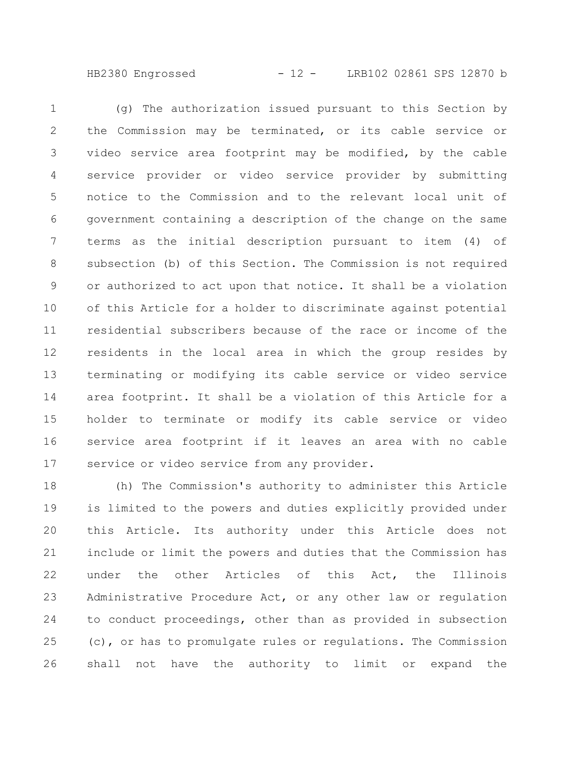(g) The authorization issued pursuant to this Section by the Commission may be terminated, or its cable service or video service area footprint may be modified, by the cable service provider or video service provider by submitting notice to the Commission and to the relevant local unit of government containing a description of the change on the same terms as the initial description pursuant to item (4) of subsection (b) of this Section. The Commission is not required or authorized to act upon that notice. It shall be a violation of this Article for a holder to discriminate against potential residential subscribers because of the race or income of the residents in the local area in which the group resides by terminating or modifying its cable service or video service area footprint. It shall be a violation of this Article for a holder to terminate or modify its cable service or video service area footprint if it leaves an area with no cable service or video service from any provider.

(h) The Commission's authority to administer this Article is limited to the powers and duties explicitly provided under this Article. Its authority under this Article does not include or limit the powers and duties that the Commission has under the other Articles of this Act, the Illinois Administrative Procedure Act, or any other law or regulation to conduct proceedings, other than as provided in subsection (c), or has to promulgate rules or regulations. The Commission shall not have the authority to limit or expand the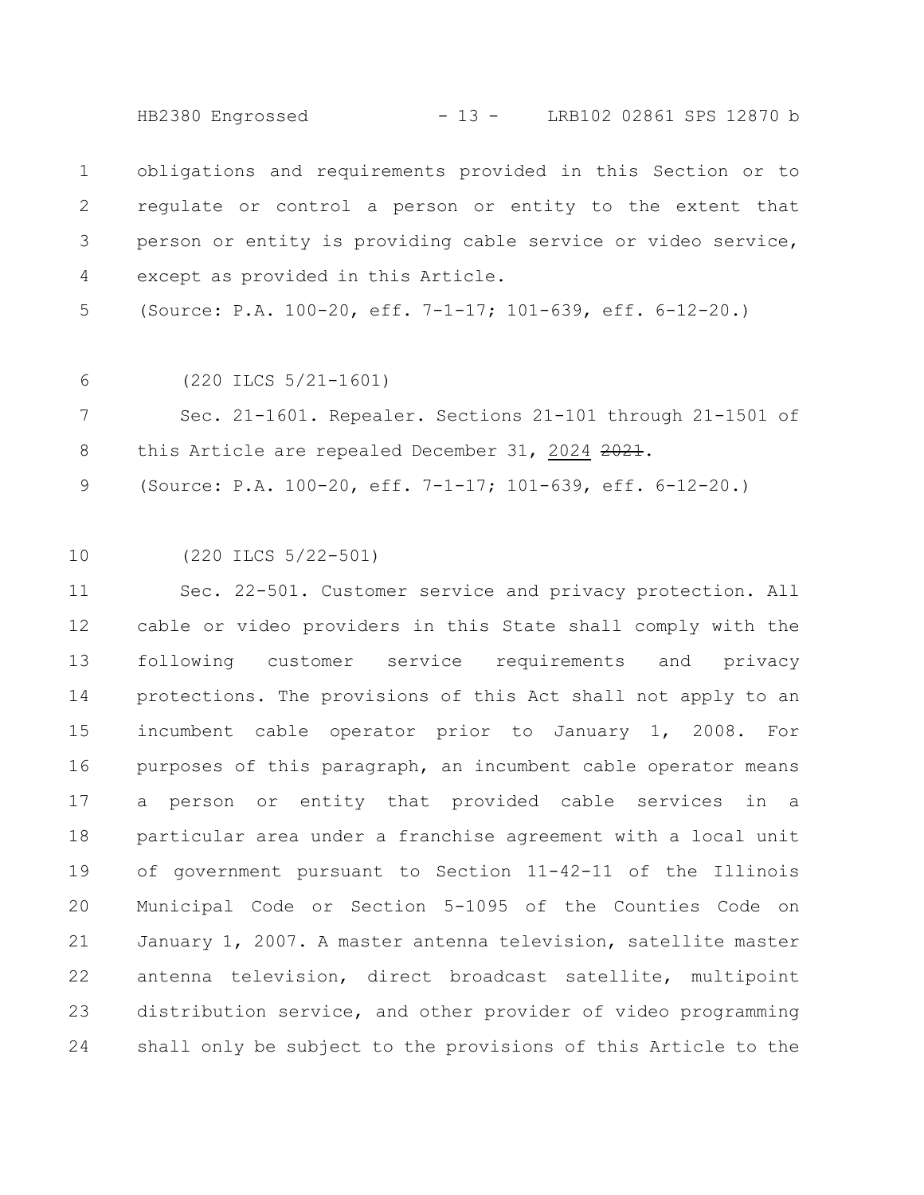obligations and requirements provided in this Section or to regulate or control a person or entity to the extent that person or entity is providing cable service or video service, except as provided in this Article.

(Source: P.A. 100-20, eff. 7-1-17; 101-639, eff. 6-12-20.)

(220 ILCS 5/21-1601)

Sec. 21-1601. Repealer. Sections 21-101 through 21-1501 of this Article are repealed December 31, 2024 ~~2021~~.

(Source: P.A. 100-20, eff. 7-1-17; 101-639, eff. 6-12-20.)

(220 ILCS 5/22-501)

Sec. 22-501. Customer service and privacy protection. All cable or video providers in this State shall comply with the following customer service requirements and privacy protections. The provisions of this Act shall not apply to an incumbent cable operator prior to January 1, 2008. For purposes of this paragraph, an incumbent cable operator means a person or entity that provided cable services in a particular area under a franchise agreement with a local unit of government pursuant to Section 11-42-11 of the Illinois Municipal Code or Section 5-1095 of the Counties Code on January 1, 2007. A master antenna television, satellite master antenna television, direct broadcast satellite, multipoint distribution service, and other provider of video programming shall only be subject to the provisions of this Article to the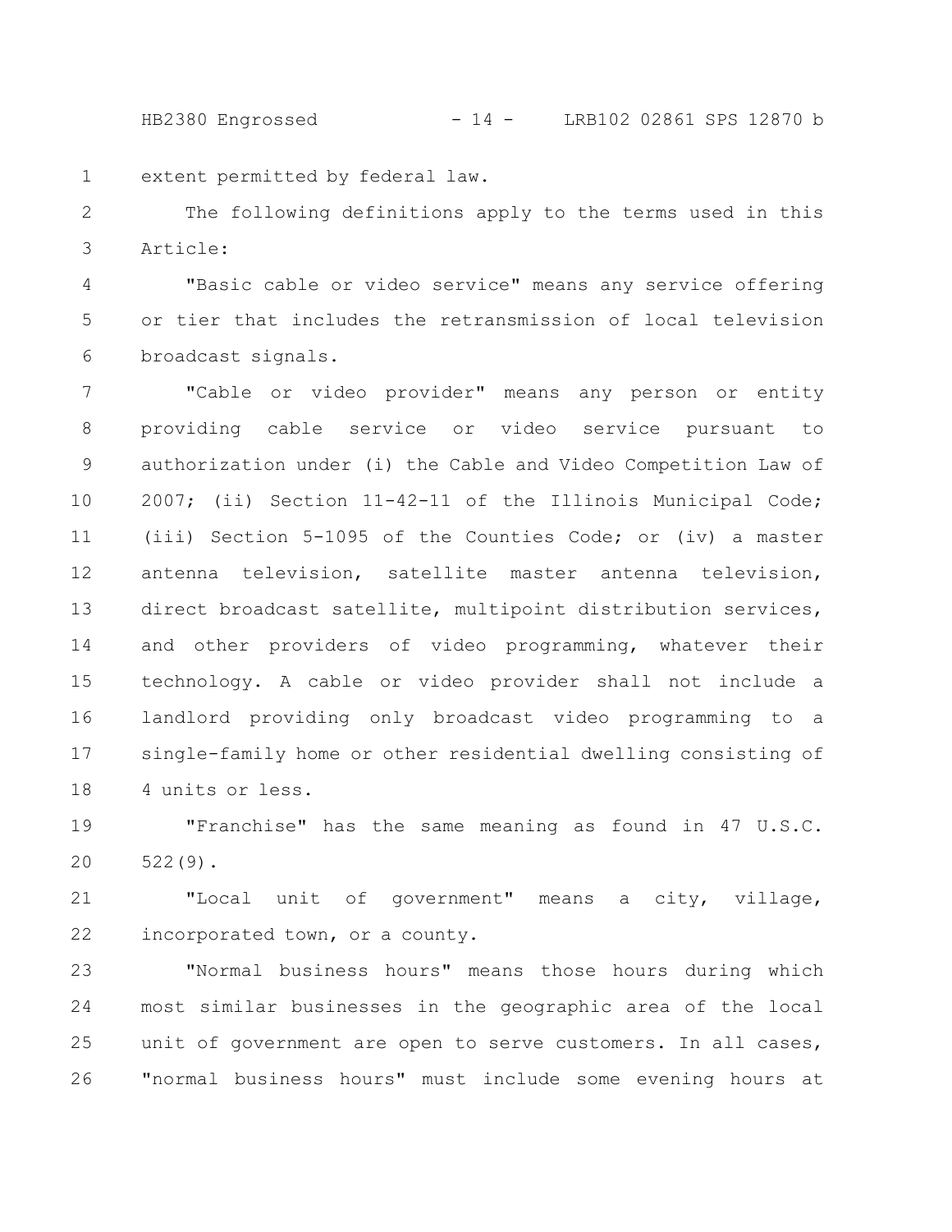extent permitted by federal law.

The following definitions apply to the terms used in this Article:

"Basic cable or video service" means any service offering or tier that includes the retransmission of local television broadcast signals.

"Cable or video provider" means any person or entity providing cable service or video service pursuant to authorization under (i) the Cable and Video Competition Law of 2007; (ii) Section 11-42-11 of the Illinois Municipal Code; (iii) Section 5-1095 of the Counties Code; or (iv) a master antenna television, satellite master antenna television, direct broadcast satellite, multipoint distribution services, and other providers of video programming, whatever their technology. A cable or video provider shall not include a landlord providing only broadcast video programming to a single-family home or other residential dwelling consisting of 4 units or less.

"Franchise" has the same meaning as found in 47 U.S.C. 522(9).

"Local unit of government" means a city, village, incorporated town, or a county.

"Normal business hours" means those hours during which most similar businesses in the geographic area of the local unit of government are open to serve customers. In all cases, "normal business hours" must include some evening hours at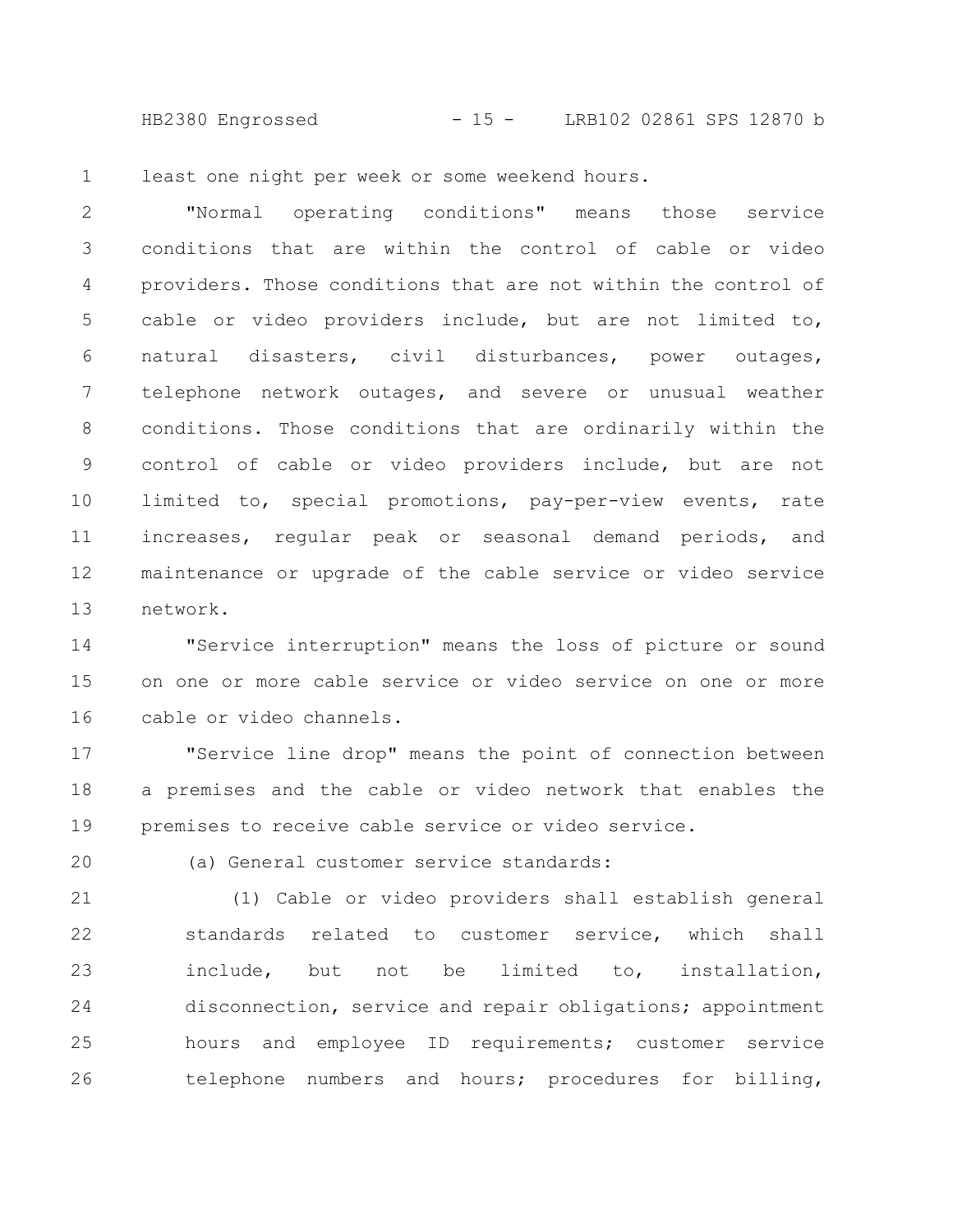least one night per week or some weekend hours.

"Normal operating conditions" means those service conditions that are within the control of cable or video providers. Those conditions that are not within the control of cable or video providers include, but are not limited to, natural disasters, civil disturbances, power outages, telephone network outages, and severe or unusual weather conditions. Those conditions that are ordinarily within the control of cable or video providers include, but are not limited to, special promotions, pay-per-view events, rate increases, regular peak or seasonal demand periods, and maintenance or upgrade of the cable service or video service network.

"Service interruption" means the loss of picture or sound on one or more cable service or video service on one or more cable or video channels.

"Service line drop" means the point of connection between a premises and the cable or video network that enables the premises to receive cable service or video service.

(a) General customer service standards:

(1) Cable or video providers shall establish general standards related to customer service, which shall include, but not be limited to, installation, disconnection, service and repair obligations; appointment hours and employee ID requirements; customer service telephone numbers and hours; procedures for billing,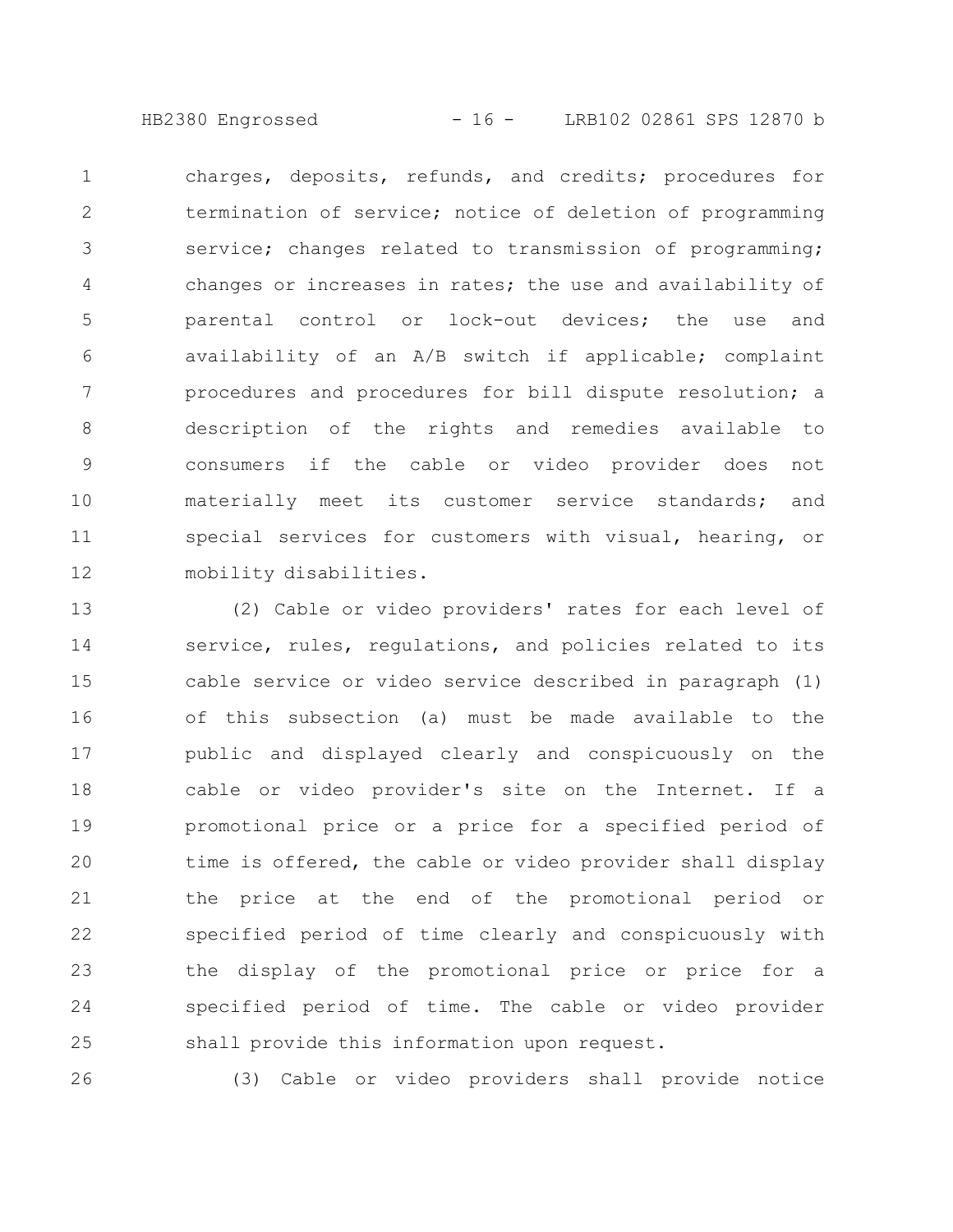charges, deposits, refunds, and credits; procedures for termination of service; notice of deletion of programming service; changes related to transmission of programming; changes or increases in rates; the use and availability of parental control or lock-out devices; the use and availability of an A/B switch if applicable; complaint procedures and procedures for bill dispute resolution; a description of the rights and remedies available to consumers if the cable or video provider does not materially meet its customer service standards; and special services for customers with visual, hearing, or mobility disabilities.

(2) Cable or video providers' rates for each level of service, rules, regulations, and policies related to its cable service or video service described in paragraph (1) of this subsection (a) must be made available to the public and displayed clearly and conspicuously on the cable or video provider's site on the Internet. If a promotional price or a price for a specified period of time is offered, the cable or video provider shall display the price at the end of the promotional period or specified period of time clearly and conspicuously with the display of the promotional price or price for a specified period of time. The cable or video provider shall provide this information upon request.

(3) Cable or video providers shall provide notice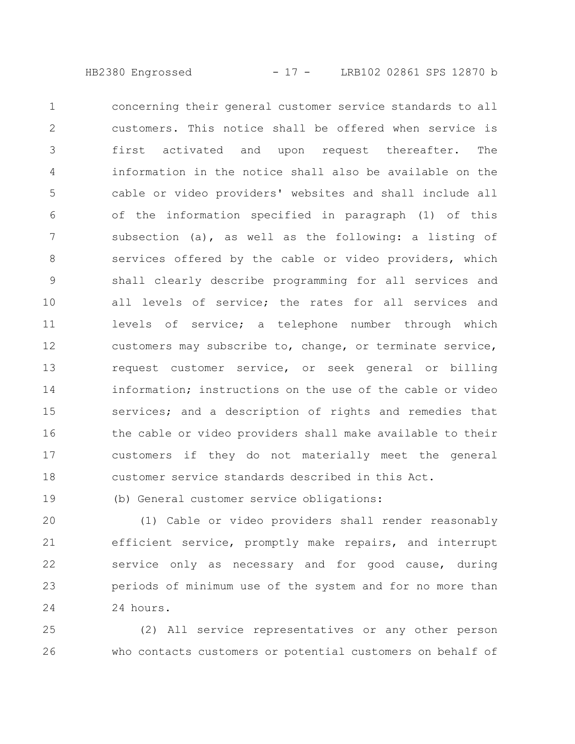concerning their general customer service standards to all customers. This notice shall be offered when service is first activated and upon request thereafter. The information in the notice shall also be available on the cable or video providers' websites and shall include all of the information specified in paragraph (1) of this subsection (a), as well as the following: a listing of services offered by the cable or video providers, which shall clearly describe programming for all services and all levels of service; the rates for all services and levels of service; a telephone number through which customers may subscribe to, change, or terminate service, request customer service, or seek general or billing information; instructions on the use of the cable or video services; and a description of rights and remedies that the cable or video providers shall make available to their customers if they do not materially meet the general customer service standards described in this Act.

(b) General customer service obligations:

(1) Cable or video providers shall render reasonably efficient service, promptly make repairs, and interrupt service only as necessary and for good cause, during periods of minimum use of the system and for no more than 24 hours.

(2) All service representatives or any other person who contacts customers or potential customers on behalf of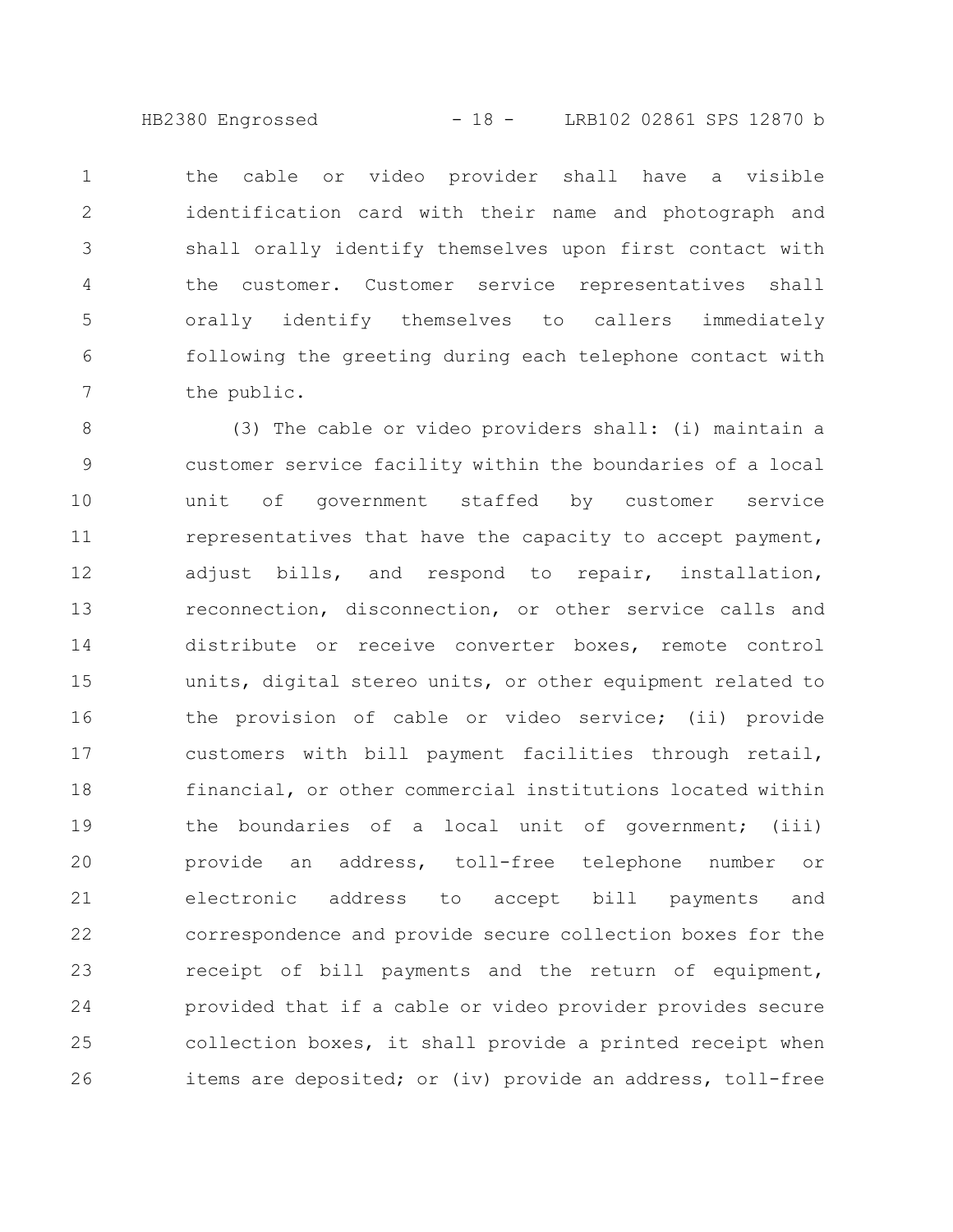the cable or video provider shall have a visible identification card with their name and photograph and shall orally identify themselves upon first contact with the customer. Customer service representatives shall orally identify themselves to callers immediately following the greeting during each telephone contact with the public.

(3) The cable or video providers shall: (i) maintain a customer service facility within the boundaries of a local unit of government staffed by customer service representatives that have the capacity to accept payment, adjust bills, and respond to repair, installation, reconnection, disconnection, or other service calls and distribute or receive converter boxes, remote control units, digital stereo units, or other equipment related to the provision of cable or video service; (ii) provide customers with bill payment facilities through retail, financial, or other commercial institutions located within the boundaries of a local unit of government; (iii) provide an address, toll-free telephone number or electronic address to accept bill payments and correspondence and provide secure collection boxes for the receipt of bill payments and the return of equipment, provided that if a cable or video provider provides secure collection boxes, it shall provide a printed receipt when items are deposited; or (iv) provide an address, toll-free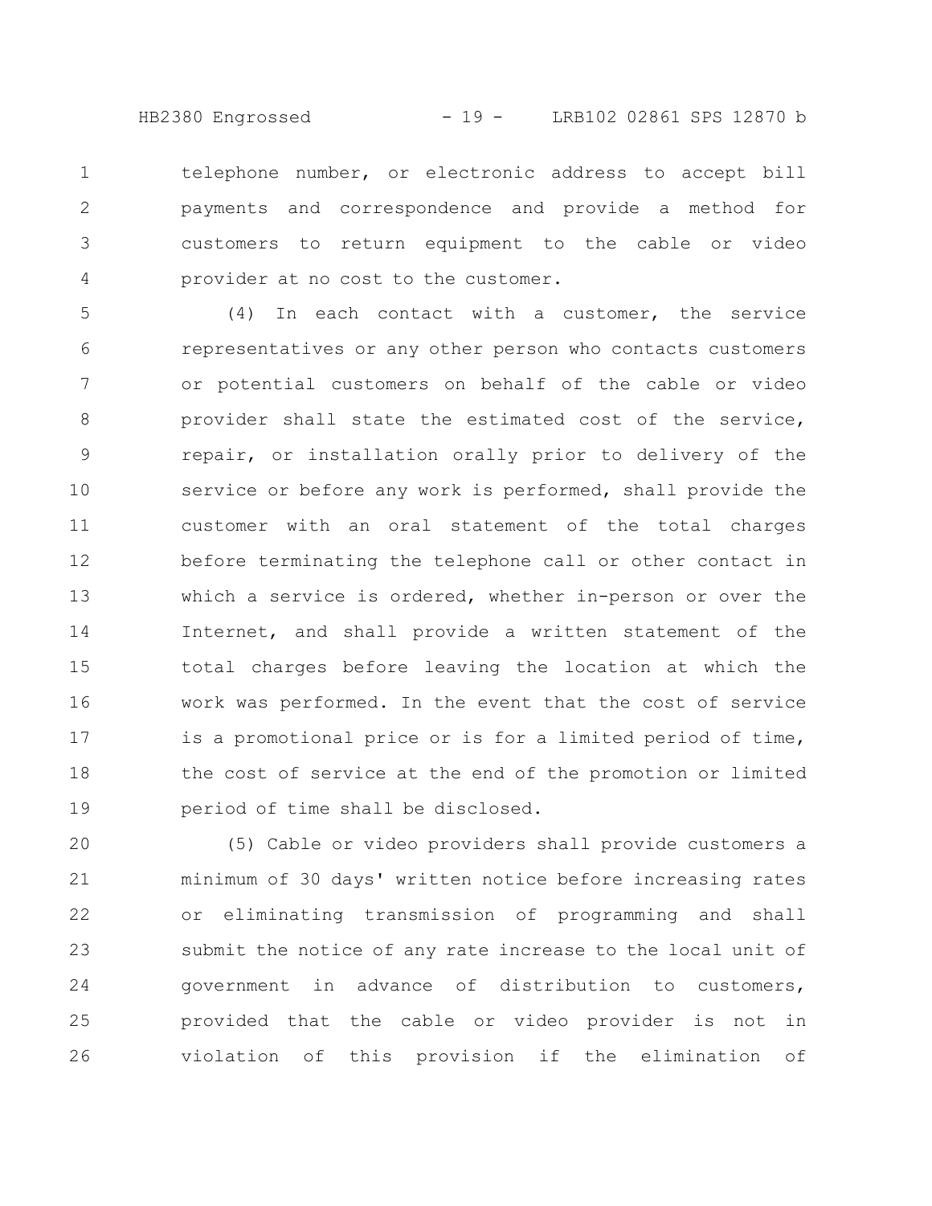telephone number, or electronic address to accept bill payments and correspondence and provide a method for customers to return equipment to the cable or video provider at no cost to the customer.

(4) In each contact with a customer, the service representatives or any other person who contacts customers or potential customers on behalf of the cable or video provider shall state the estimated cost of the service, repair, or installation orally prior to delivery of the service or before any work is performed, shall provide the customer with an oral statement of the total charges before terminating the telephone call or other contact in which a service is ordered, whether in-person or over the Internet, and shall provide a written statement of the total charges before leaving the location at which the work was performed. In the event that the cost of service is a promotional price or is for a limited period of time, the cost of service at the end of the promotion or limited period of time shall be disclosed.

(5) Cable or video providers shall provide customers a minimum of 30 days' written notice before increasing rates or eliminating transmission of programming and shall submit the notice of any rate increase to the local unit of government in advance of distribution to customers, provided that the cable or video provider is not in violation of this provision if the elimination of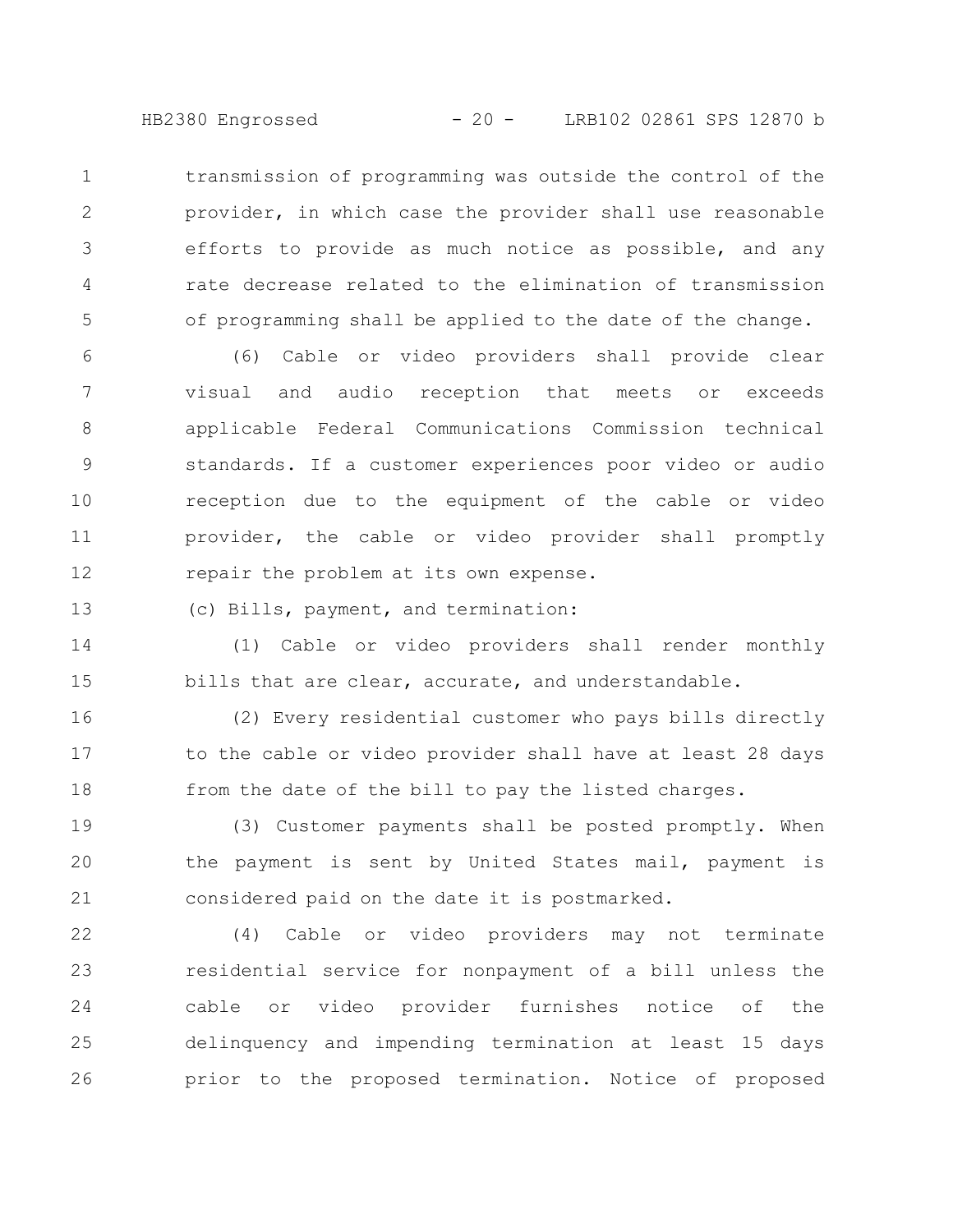transmission of programming was outside the control of the provider, in which case the provider shall use reasonable efforts to provide as much notice as possible, and any rate decrease related to the elimination of transmission of programming shall be applied to the date of the change.

(6) Cable or video providers shall provide clear visual and audio reception that meets or exceeds applicable Federal Communications Commission technical standards. If a customer experiences poor video or audio reception due to the equipment of the cable or video provider, the cable or video provider shall promptly repair the problem at its own expense.

(c) Bills, payment, and termination:

(1) Cable or video providers shall render monthly bills that are clear, accurate, and understandable.

(2) Every residential customer who pays bills directly to the cable or video provider shall have at least 28 days from the date of the bill to pay the listed charges.

(3) Customer payments shall be posted promptly. When the payment is sent by United States mail, payment is considered paid on the date it is postmarked.

(4) Cable or video providers may not terminate residential service for nonpayment of a bill unless the cable or video provider furnishes notice of the delinquency and impending termination at least 15 days prior to the proposed termination. Notice of proposed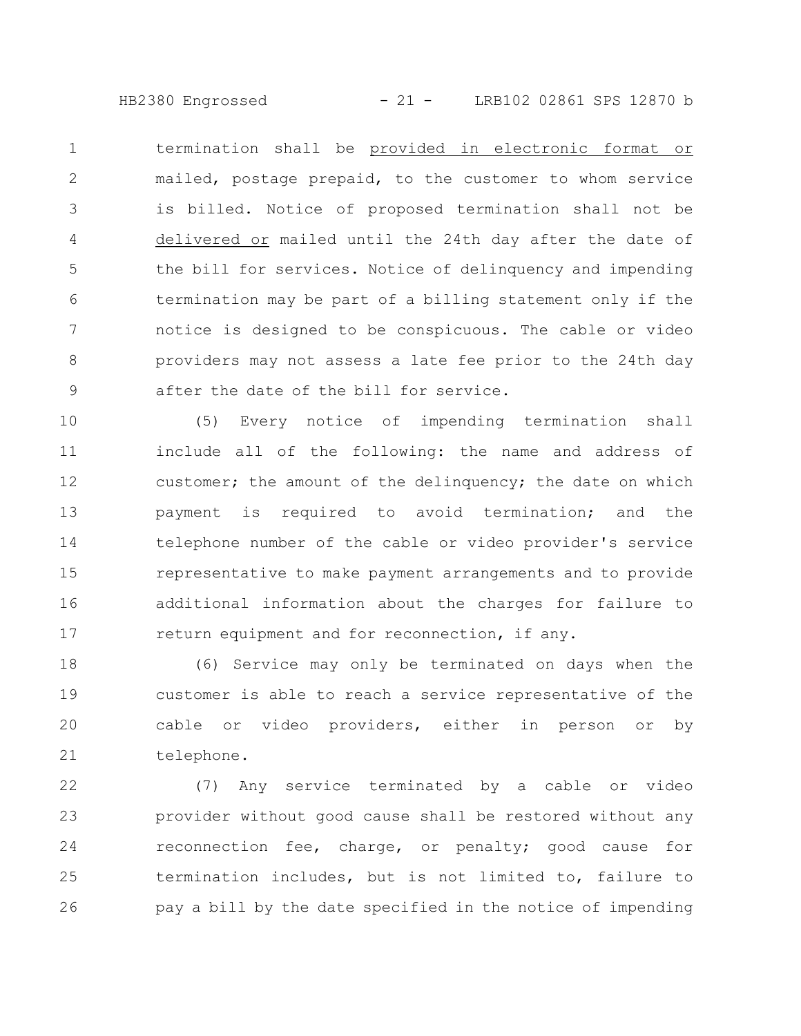termination shall be provided in electronic format or mailed, postage prepaid, to the customer to whom service is billed. Notice of proposed termination shall not be delivered or mailed until the 24th day after the date of the bill for services. Notice of delinquency and impending termination may be part of a billing statement only if the notice is designed to be conspicuous. The cable or video providers may not assess a late fee prior to the 24th day after the date of the bill for service.

(5) Every notice of impending termination shall include all of the following: the name and address of customer; the amount of the delinquency; the date on which payment is required to avoid termination; and the telephone number of the cable or video provider's service representative to make payment arrangements and to provide additional information about the charges for failure to return equipment and for reconnection, if any.

(6) Service may only be terminated on days when the customer is able to reach a service representative of the cable or video providers, either in person or by telephone.

(7) Any service terminated by a cable or video provider without good cause shall be restored without any reconnection fee, charge, or penalty; good cause for termination includes, but is not limited to, failure to pay a bill by the date specified in the notice of impending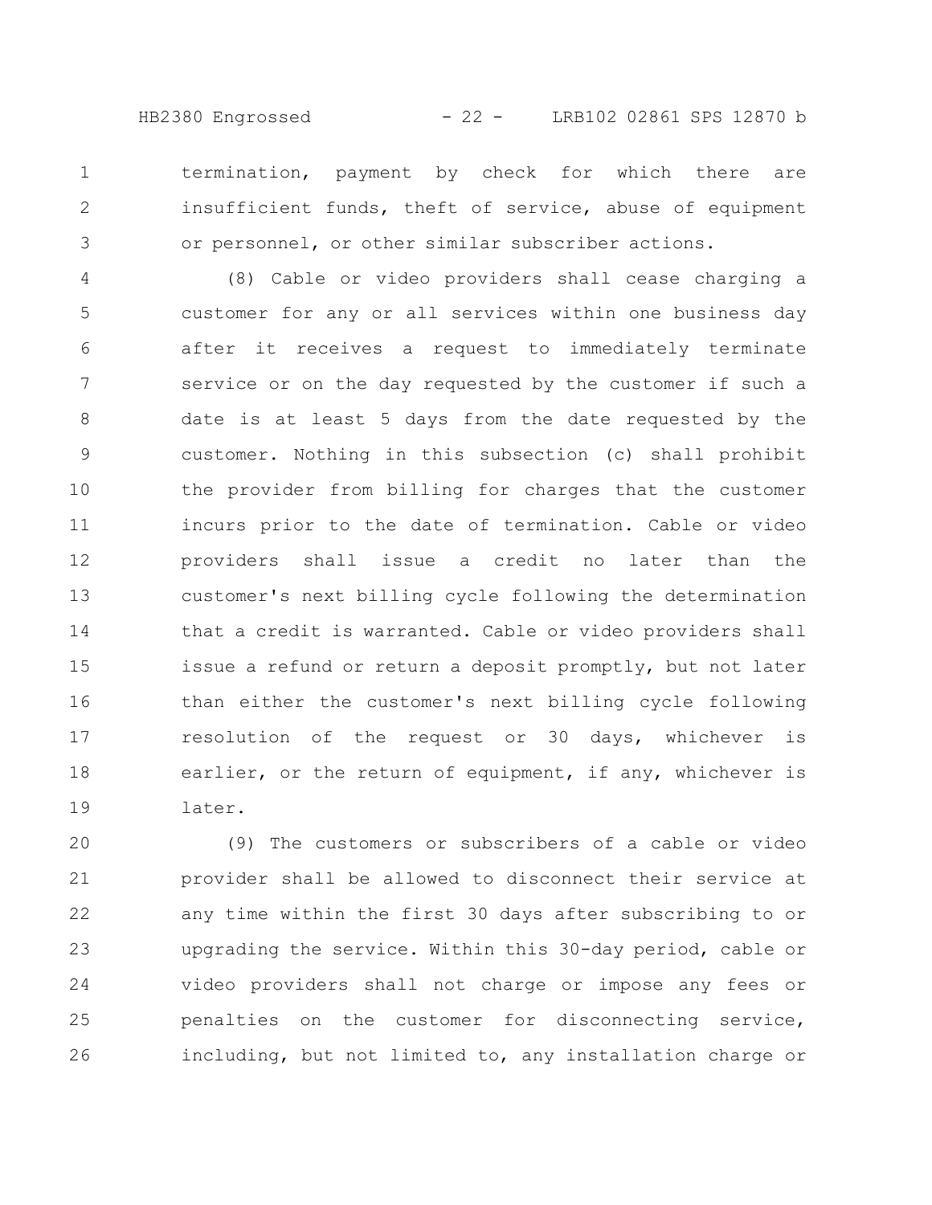termination, payment by check for which there are insufficient funds, theft of service, abuse of equipment or personnel, or other similar subscriber actions.

(8) Cable or video providers shall cease charging a customer for any or all services within one business day after it receives a request to immediately terminate service or on the day requested by the customer if such a date is at least 5 days from the date requested by the customer. Nothing in this subsection (c) shall prohibit the provider from billing for charges that the customer incurs prior to the date of termination. Cable or video providers shall issue a credit no later than the customer's next billing cycle following the determination that a credit is warranted. Cable or video providers shall issue a refund or return a deposit promptly, but not later than either the customer's next billing cycle following resolution of the request or 30 days, whichever is earlier, or the return of equipment, if any, whichever is later.

(9) The customers or subscribers of a cable or video provider shall be allowed to disconnect their service at any time within the first 30 days after subscribing to or upgrading the service. Within this 30-day period, cable or video providers shall not charge or impose any fees or penalties on the customer for disconnecting service, including, but not limited to, any installation charge or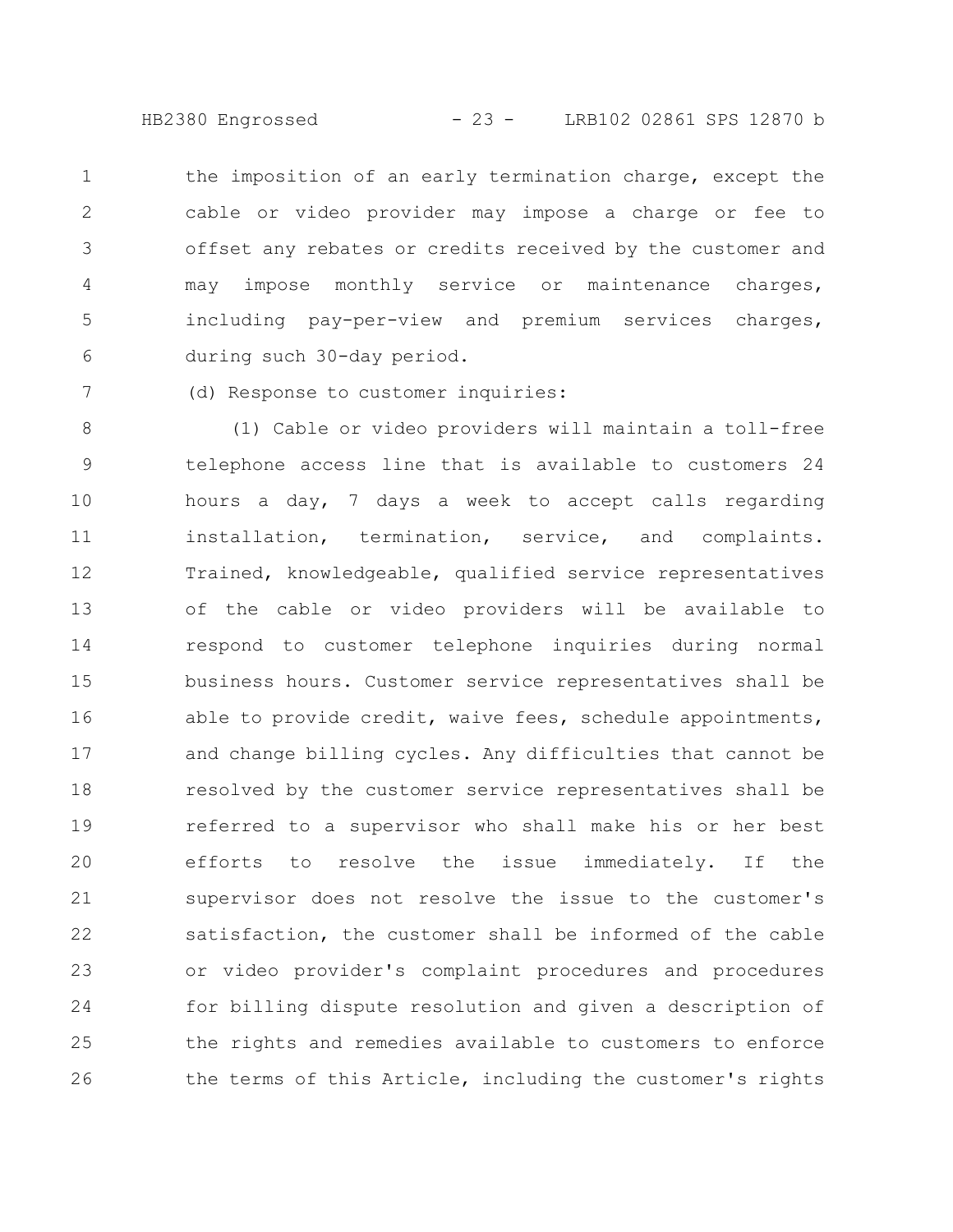the imposition of an early termination charge, except the cable or video provider may impose a charge or fee to offset any rebates or credits received by the customer and may impose monthly service or maintenance charges, including pay-per-view and premium services charges, during such 30-day period.

(d) Response to customer inquiries:

(1) Cable or video providers will maintain a toll-free telephone access line that is available to customers 24 hours a day, 7 days a week to accept calls regarding installation, termination, service, and complaints. Trained, knowledgeable, qualified service representatives of the cable or video providers will be available to respond to customer telephone inquiries during normal business hours. Customer service representatives shall be able to provide credit, waive fees, schedule appointments, and change billing cycles. Any difficulties that cannot be resolved by the customer service representatives shall be referred to a supervisor who shall make his or her best efforts to resolve the issue immediately. If the supervisor does not resolve the issue to the customer's satisfaction, the customer shall be informed of the cable or video provider's complaint procedures and procedures for billing dispute resolution and given a description of the rights and remedies available to customers to enforce the terms of this Article, including the customer's rights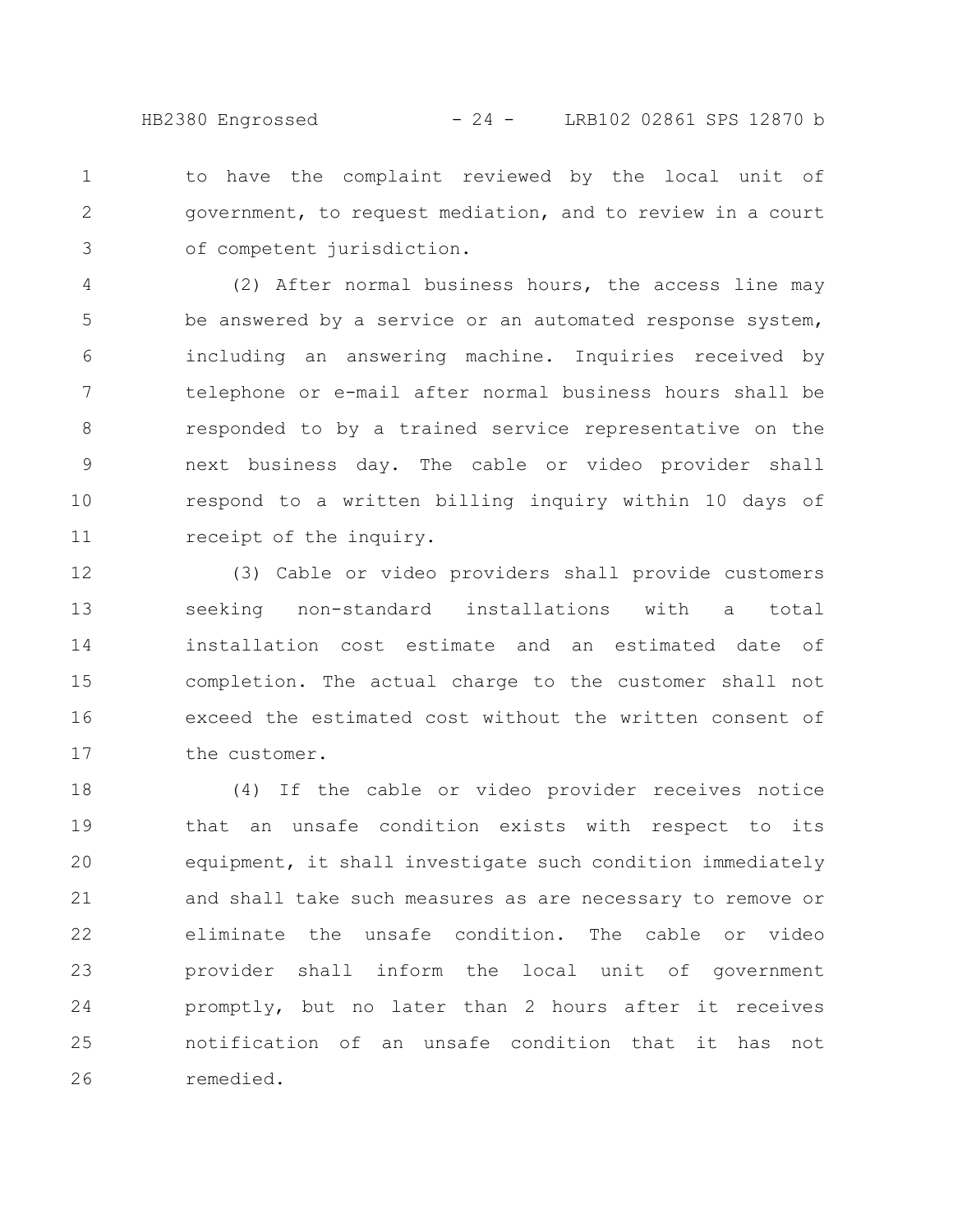to have the complaint reviewed by the local unit of government, to request mediation, and to review in a court of competent jurisdiction.

(2) After normal business hours, the access line may be answered by a service or an automated response system, including an answering machine. Inquiries received by telephone or e-mail after normal business hours shall be responded to by a trained service representative on the next business day. The cable or video provider shall respond to a written billing inquiry within 10 days of receipt of the inquiry.

(3) Cable or video providers shall provide customers seeking non-standard installations with a total installation cost estimate and an estimated date of completion. The actual charge to the customer shall not exceed the estimated cost without the written consent of the customer.

(4) If the cable or video provider receives notice that an unsafe condition exists with respect to its equipment, it shall investigate such condition immediately and shall take such measures as are necessary to remove or eliminate the unsafe condition. The cable or video provider shall inform the local unit of government promptly, but no later than 2 hours after it receives notification of an unsafe condition that it has not remedied.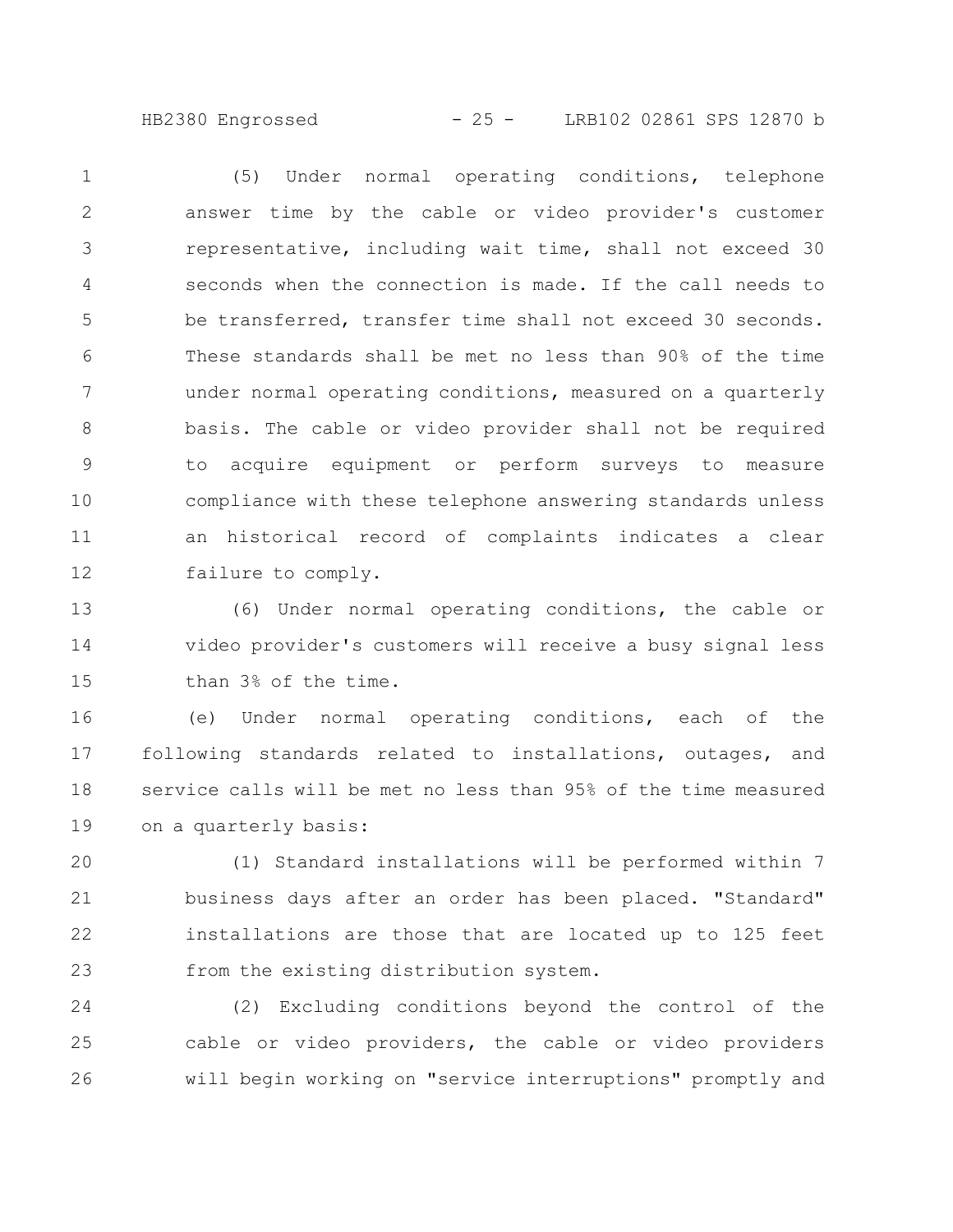(5) Under normal operating conditions, telephone answer time by the cable or video provider's customer representative, including wait time, shall not exceed 30 seconds when the connection is made. If the call needs to be transferred, transfer time shall not exceed 30 seconds. These standards shall be met no less than 90% of the time under normal operating conditions, measured on a quarterly basis. The cable or video provider shall not be required to acquire equipment or perform surveys to measure compliance with these telephone answering standards unless an historical record of complaints indicates a clear failure to comply.

(6) Under normal operating conditions, the cable or video provider's customers will receive a busy signal less than 3% of the time.

(e) Under normal operating conditions, each of the following standards related to installations, outages, and service calls will be met no less than 95% of the time measured on a quarterly basis:

(1) Standard installations will be performed within 7 business days after an order has been placed. "Standard" installations are those that are located up to 125 feet from the existing distribution system.

(2) Excluding conditions beyond the control of the cable or video providers, the cable or video providers will begin working on "service interruptions" promptly and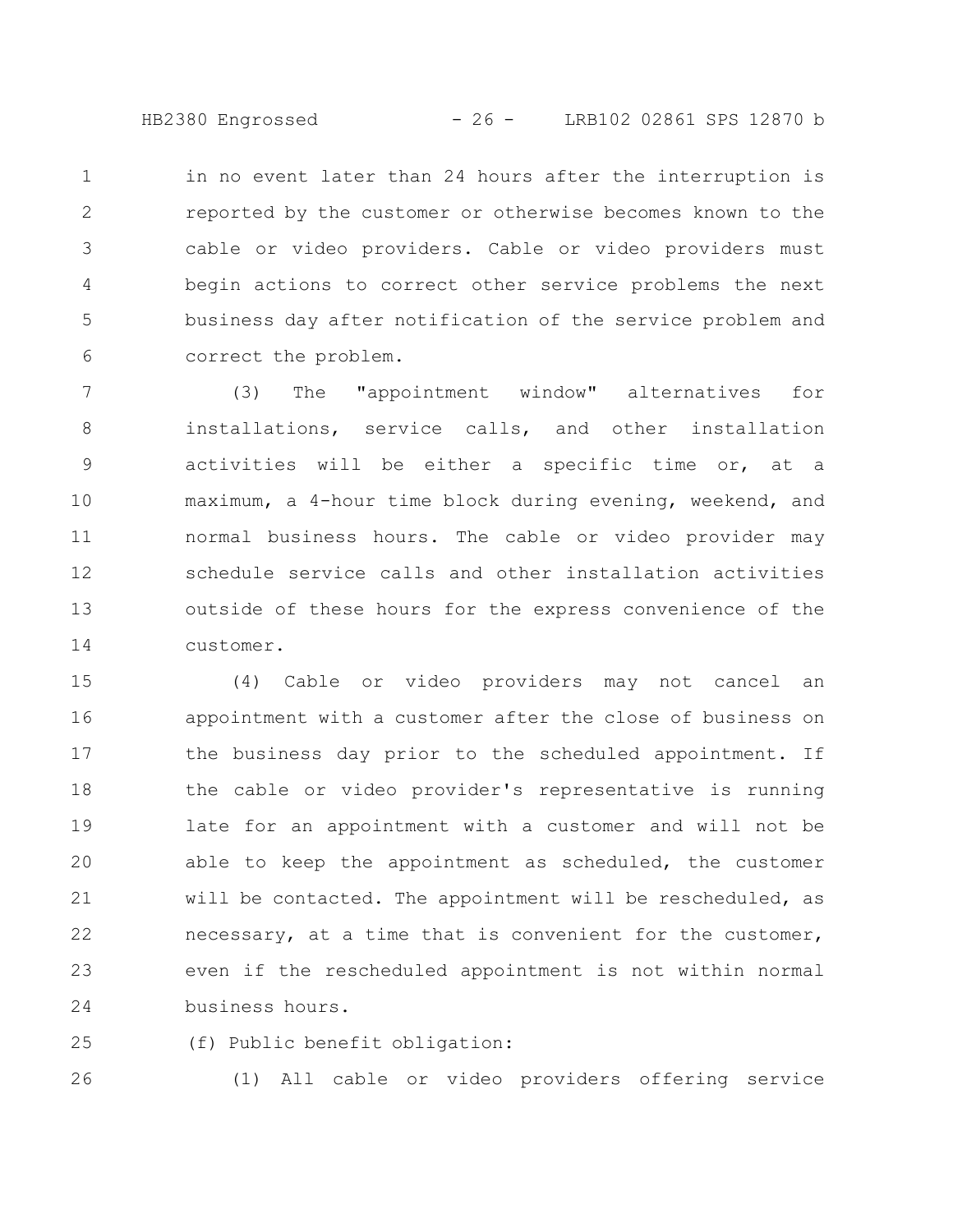in no event later than 24 hours after the interruption is reported by the customer or otherwise becomes known to the cable or video providers. Cable or video providers must begin actions to correct other service problems the next business day after notification of the service problem and correct the problem.

(3) The "appointment window" alternatives for installations, service calls, and other installation activities will be either a specific time or, at a maximum, a 4-hour time block during evening, weekend, and normal business hours. The cable or video provider may schedule service calls and other installation activities outside of these hours for the express convenience of the customer.

(4) Cable or video providers may not cancel an appointment with a customer after the close of business on the business day prior to the scheduled appointment. If the cable or video provider's representative is running late for an appointment with a customer and will not be able to keep the appointment as scheduled, the customer will be contacted. The appointment will be rescheduled, as necessary, at a time that is convenient for the customer, even if the rescheduled appointment is not within normal business hours.

(f) Public benefit obligation:

(1) All cable or video providers offering service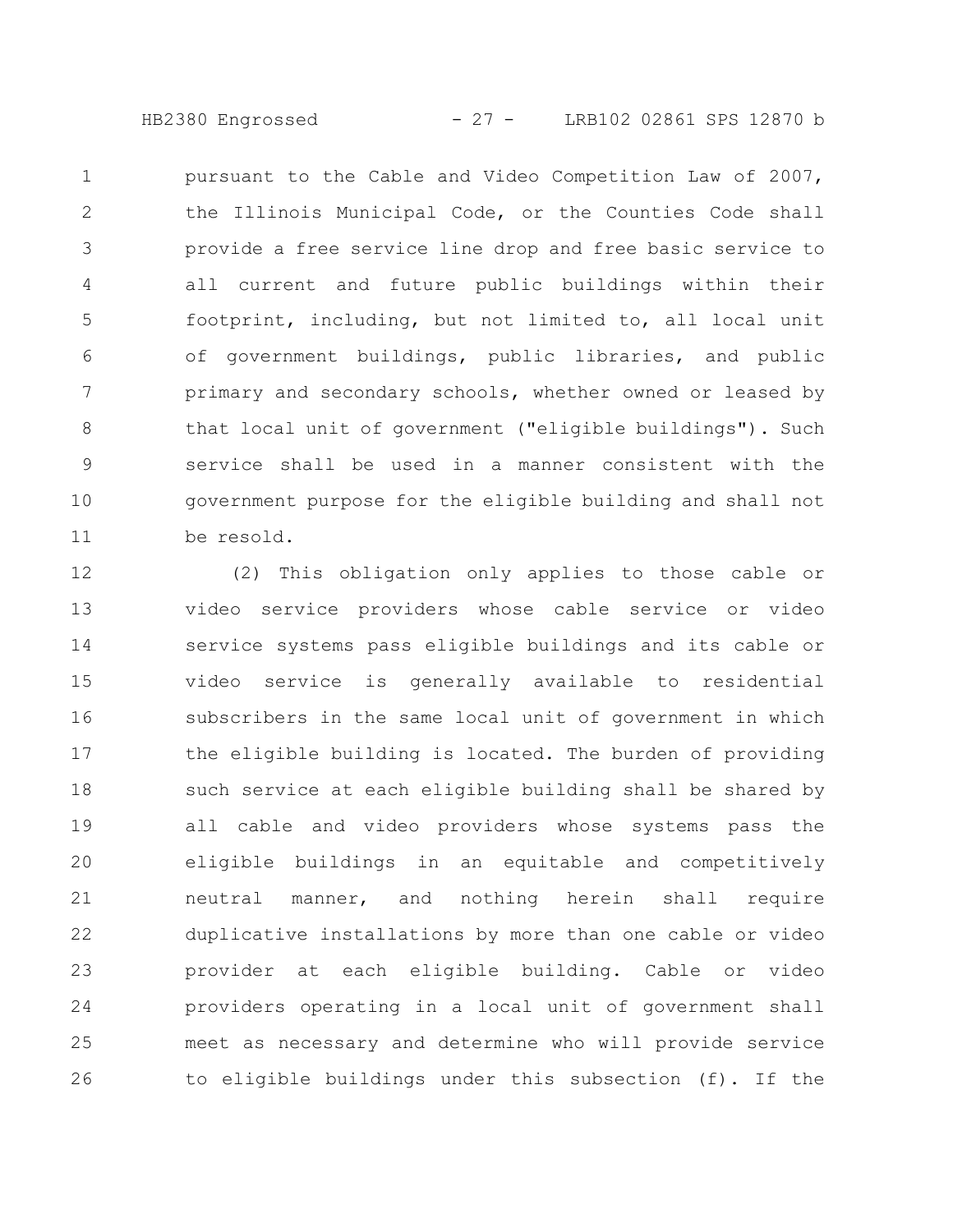pursuant to the Cable and Video Competition Law of 2007, the Illinois Municipal Code, or the Counties Code shall provide a free service line drop and free basic service to all current and future public buildings within their footprint, including, but not limited to, all local unit of government buildings, public libraries, and public primary and secondary schools, whether owned or leased by that local unit of government ("eligible buildings"). Such service shall be used in a manner consistent with the government purpose for the eligible building and shall not be resold.

(2) This obligation only applies to those cable or video service providers whose cable service or video service systems pass eligible buildings and its cable or video service is generally available to residential subscribers in the same local unit of government in which the eligible building is located. The burden of providing such service at each eligible building shall be shared by all cable and video providers whose systems pass the eligible buildings in an equitable and competitively neutral manner, and nothing herein shall require duplicative installations by more than one cable or video provider at each eligible building. Cable or video providers operating in a local unit of government shall meet as necessary and determine who will provide service to eligible buildings under this subsection (f). If the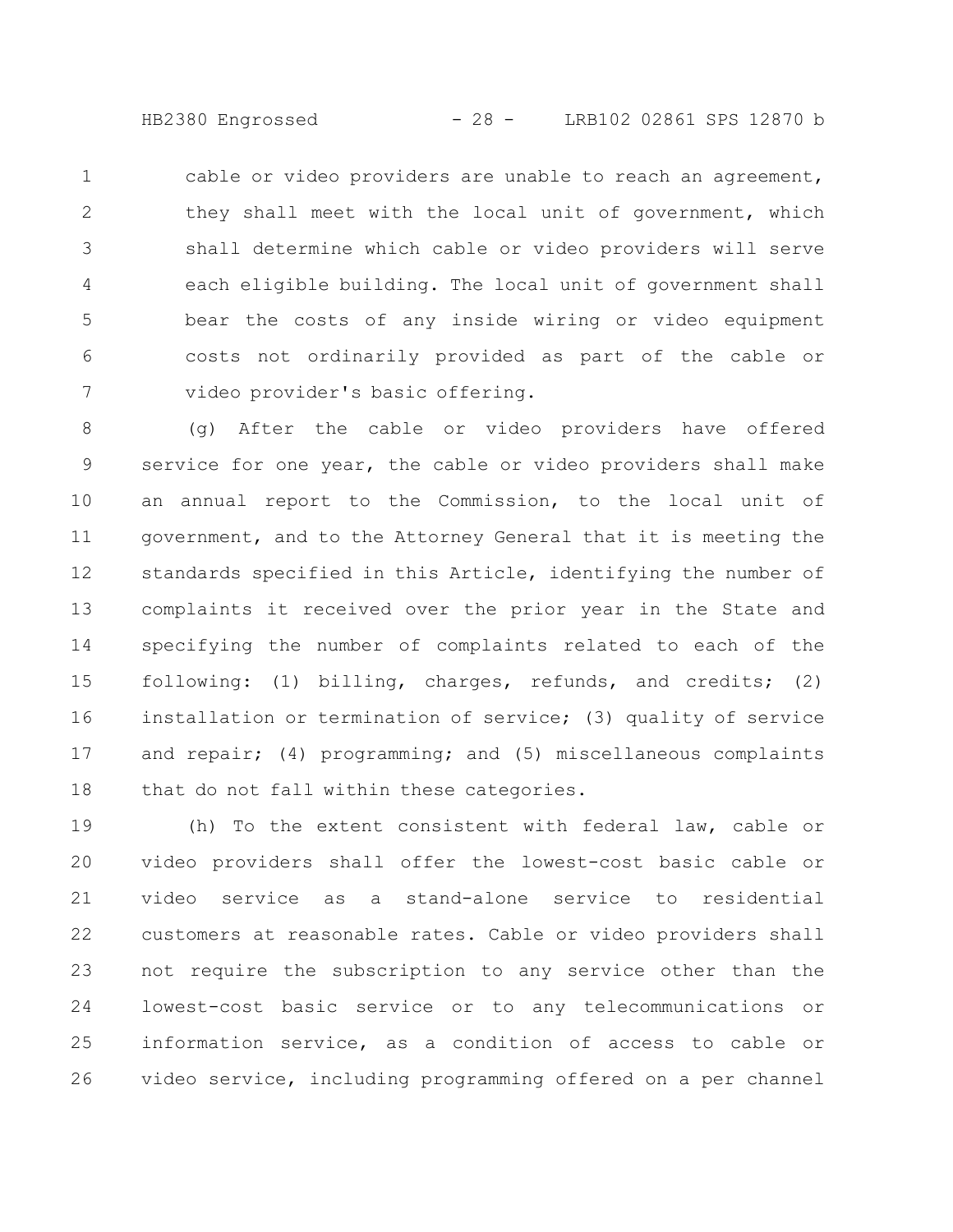cable or video providers are unable to reach an agreement, they shall meet with the local unit of government, which shall determine which cable or video providers will serve each eligible building. The local unit of government shall bear the costs of any inside wiring or video equipment costs not ordinarily provided as part of the cable or video provider's basic offering.

(g) After the cable or video providers have offered service for one year, the cable or video providers shall make an annual report to the Commission, to the local unit of government, and to the Attorney General that it is meeting the standards specified in this Article, identifying the number of complaints it received over the prior year in the State and specifying the number of complaints related to each of the following: (1) billing, charges, refunds, and credits; (2) installation or termination of service; (3) quality of service and repair; (4) programming; and (5) miscellaneous complaints that do not fall within these categories.

(h) To the extent consistent with federal law, cable or video providers shall offer the lowest-cost basic cable or video service as a stand-alone service to residential customers at reasonable rates. Cable or video providers shall not require the subscription to any service other than the lowest-cost basic service or to any telecommunications or information service, as a condition of access to cable or video service, including programming offered on a per channel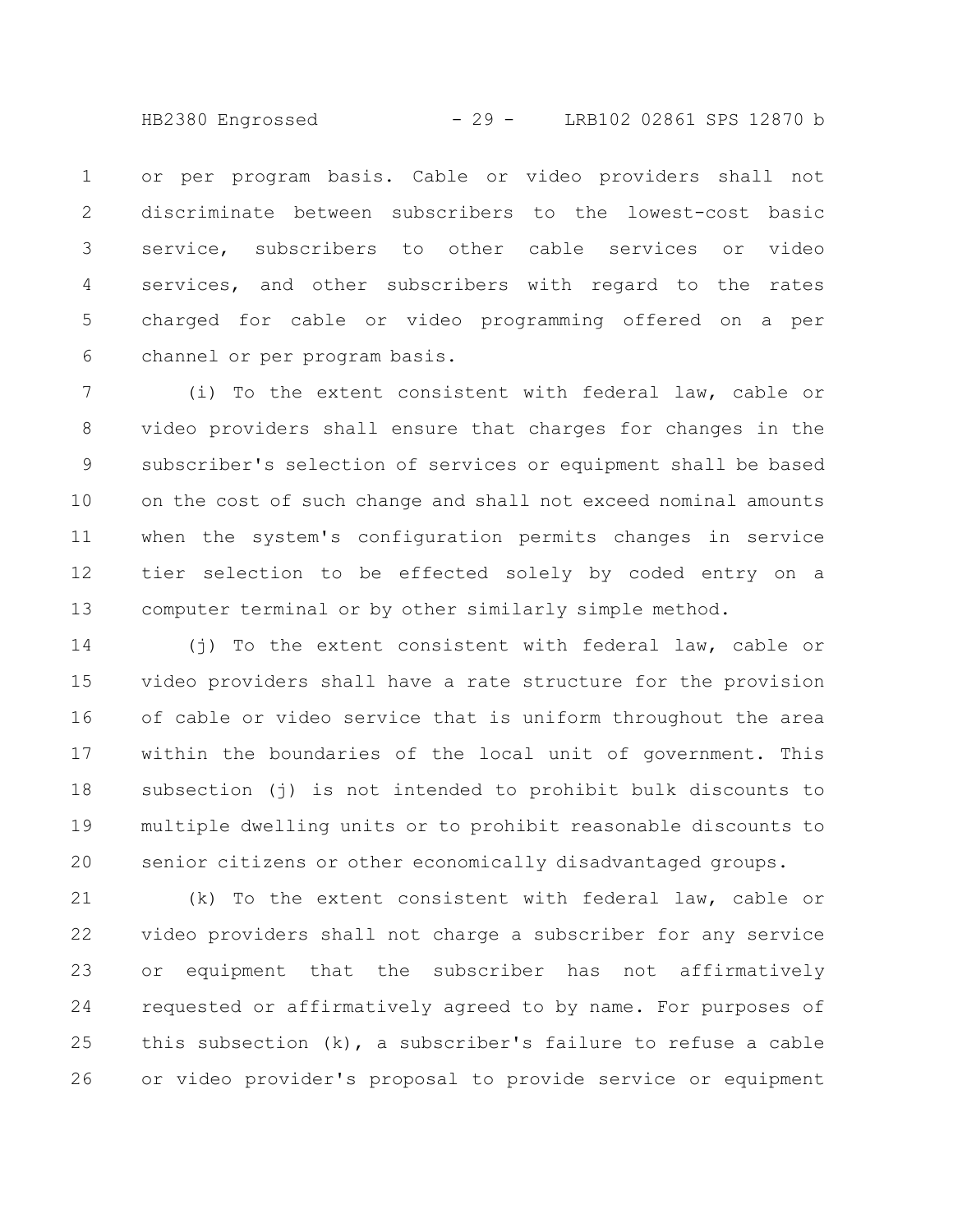or per program basis. Cable or video providers shall not discriminate between subscribers to the lowest-cost basic service, subscribers to other cable services or video services, and other subscribers with regard to the rates charged for cable or video programming offered on a per channel or per program basis.

(i) To the extent consistent with federal law, cable or video providers shall ensure that charges for changes in the subscriber's selection of services or equipment shall be based on the cost of such change and shall not exceed nominal amounts when the system's configuration permits changes in service tier selection to be effected solely by coded entry on a computer terminal or by other similarly simple method.

(j) To the extent consistent with federal law, cable or video providers shall have a rate structure for the provision of cable or video service that is uniform throughout the area within the boundaries of the local unit of government. This subsection (j) is not intended to prohibit bulk discounts to multiple dwelling units or to prohibit reasonable discounts to senior citizens or other economically disadvantaged groups.

(k) To the extent consistent with federal law, cable or video providers shall not charge a subscriber for any service or equipment that the subscriber has not affirmatively requested or affirmatively agreed to by name. For purposes of this subsection (k), a subscriber's failure to refuse a cable or video provider's proposal to provide service or equipment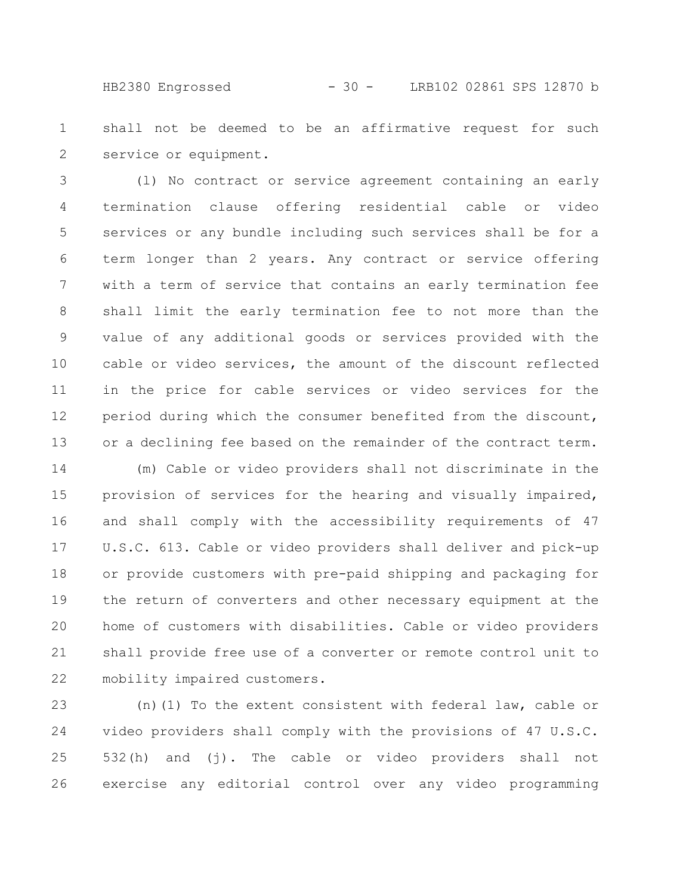shall not be deemed to be an affirmative request for such service or equipment.

(l) No contract or service agreement containing an early termination clause offering residential cable or video services or any bundle including such services shall be for a term longer than 2 years. Any contract or service offering with a term of service that contains an early termination fee shall limit the early termination fee to not more than the value of any additional goods or services provided with the cable or video services, the amount of the discount reflected in the price for cable services or video services for the period during which the consumer benefited from the discount, or a declining fee based on the remainder of the contract term.

(m) Cable or video providers shall not discriminate in the provision of services for the hearing and visually impaired, and shall comply with the accessibility requirements of 47 U.S.C. 613. Cable or video providers shall deliver and pick-up or provide customers with pre-paid shipping and packaging for the return of converters and other necessary equipment at the home of customers with disabilities. Cable or video providers shall provide free use of a converter or remote control unit to mobility impaired customers.

(n)(1) To the extent consistent with federal law, cable or video providers shall comply with the provisions of 47 U.S.C. 532(h) and (j). The cable or video providers shall not exercise any editorial control over any video programming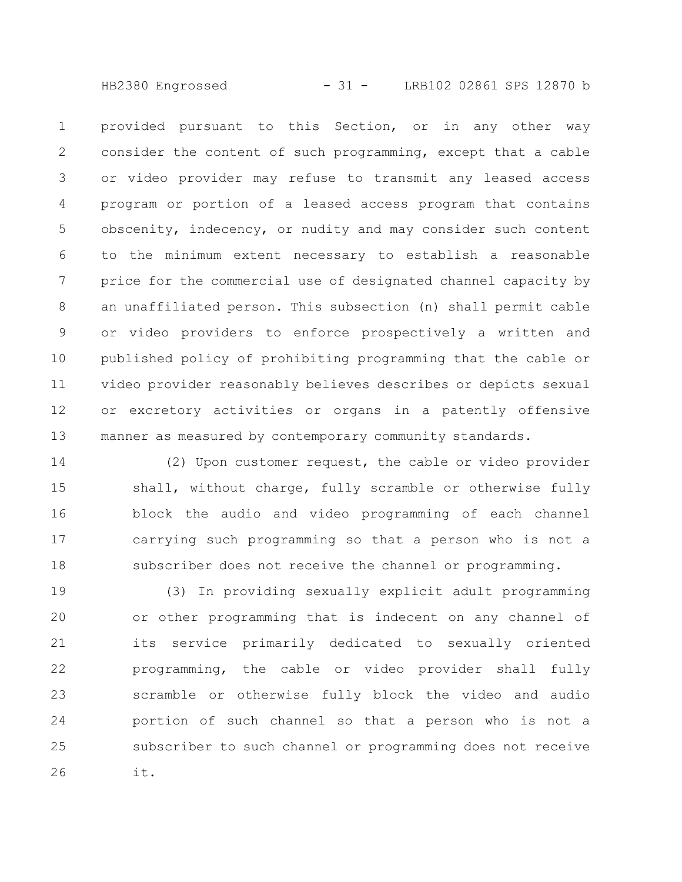provided pursuant to this Section, or in any other way consider the content of such programming, except that a cable or video provider may refuse to transmit any leased access program or portion of a leased access program that contains obscenity, indecency, or nudity and may consider such content to the minimum extent necessary to establish a reasonable price for the commercial use of designated channel capacity by an unaffiliated person. This subsection (n) shall permit cable or video providers to enforce prospectively a written and published policy of prohibiting programming that the cable or video provider reasonably believes describes or depicts sexual or excretory activities or organs in a patently offensive manner as measured by contemporary community standards.

(2) Upon customer request, the cable or video provider shall, without charge, fully scramble or otherwise fully block the audio and video programming of each channel carrying such programming so that a person who is not a subscriber does not receive the channel or programming.

(3) In providing sexually explicit adult programming or other programming that is indecent on any channel of its service primarily dedicated to sexually oriented programming, the cable or video provider shall fully scramble or otherwise fully block the video and audio portion of such channel so that a person who is not a subscriber to such channel or programming does not receive it.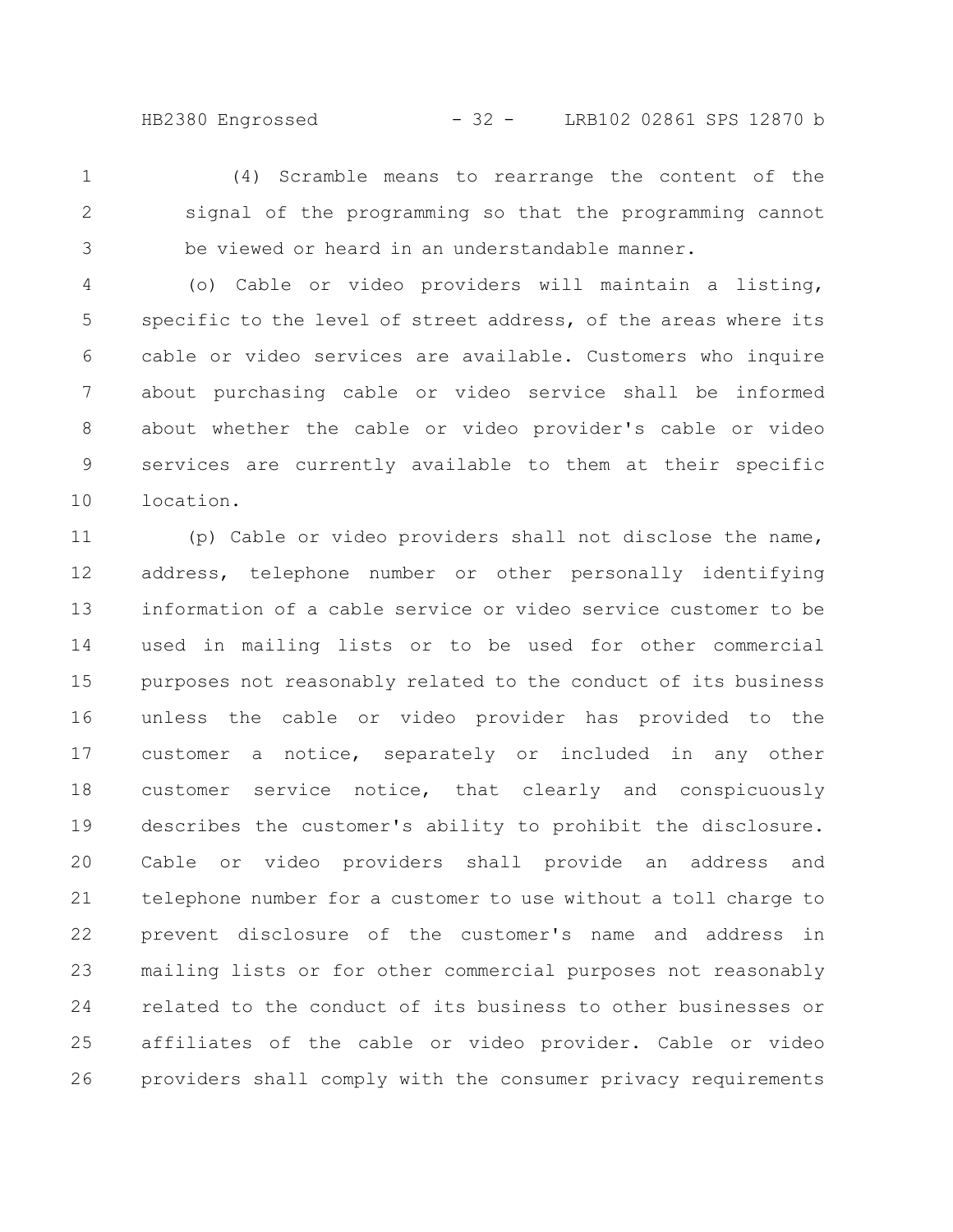(4) Scramble means to rearrange the content of the signal of the programming so that the programming cannot be viewed or heard in an understandable manner.

(o) Cable or video providers will maintain a listing, specific to the level of street address, of the areas where its cable or video services are available. Customers who inquire about purchasing cable or video service shall be informed about whether the cable or video provider's cable or video services are currently available to them at their specific location.

(p) Cable or video providers shall not disclose the name, address, telephone number or other personally identifying information of a cable service or video service customer to be used in mailing lists or to be used for other commercial purposes not reasonably related to the conduct of its business unless the cable or video provider has provided to the customer a notice, separately or included in any other customer service notice, that clearly and conspicuously describes the customer's ability to prohibit the disclosure. Cable or video providers shall provide an address and telephone number for a customer to use without a toll charge to prevent disclosure of the customer's name and address in mailing lists or for other commercial purposes not reasonably related to the conduct of its business to other businesses or affiliates of the cable or video provider. Cable or video providers shall comply with the consumer privacy requirements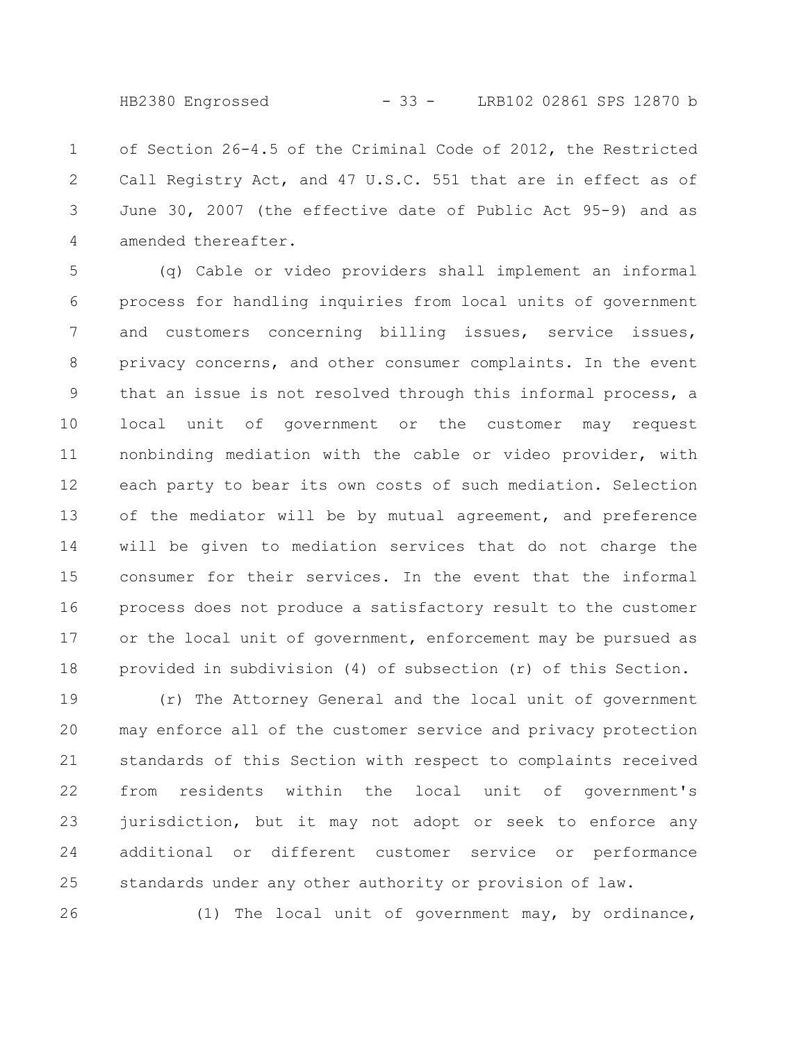of Section 26-4.5 of the Criminal Code of 2012, the Restricted Call Registry Act, and 47 U.S.C. 551 that are in effect as of June 30, 2007 (the effective date of Public Act 95-9) and as amended thereafter.

(q) Cable or video providers shall implement an informal process for handling inquiries from local units of government and customers concerning billing issues, service issues, privacy concerns, and other consumer complaints. In the event that an issue is not resolved through this informal process, a local unit of government or the customer may request nonbinding mediation with the cable or video provider, with each party to bear its own costs of such mediation. Selection of the mediator will be by mutual agreement, and preference will be given to mediation services that do not charge the consumer for their services. In the event that the informal process does not produce a satisfactory result to the customer or the local unit of government, enforcement may be pursued as provided in subdivision (4) of subsection (r) of this Section.

(r) The Attorney General and the local unit of government may enforce all of the customer service and privacy protection standards of this Section with respect to complaints received from residents within the local unit of government's jurisdiction, but it may not adopt or seek to enforce any additional or different customer service or performance standards under any other authority or provision of law.

(1) The local unit of government may, by ordinance,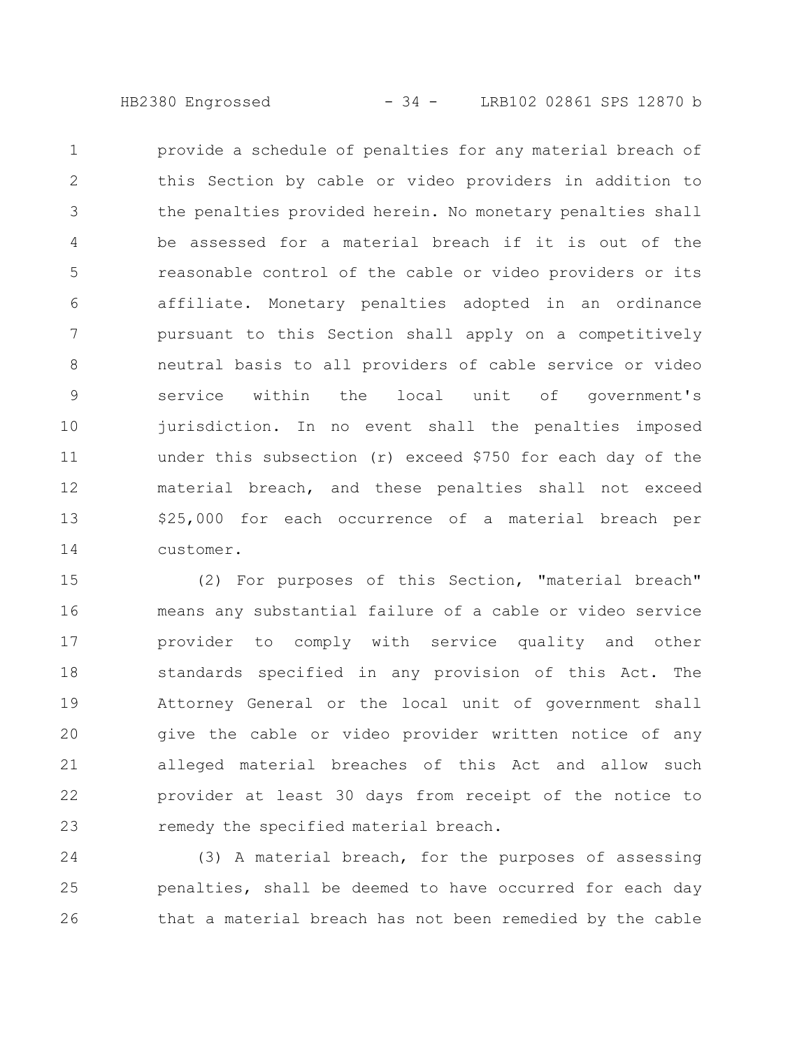provide a schedule of penalties for any material breach of this Section by cable or video providers in addition to the penalties provided herein. No monetary penalties shall be assessed for a material breach if it is out of the reasonable control of the cable or video providers or its affiliate. Monetary penalties adopted in an ordinance pursuant to this Section shall apply on a competitively neutral basis to all providers of cable service or video service within the local unit of government's jurisdiction. In no event shall the penalties imposed under this subsection (r) exceed $750 for each day of the material breach, and these penalties shall not exceed $25,000 for each occurrence of a material breach per customer.

(2) For purposes of this Section, "material breach" means any substantial failure of a cable or video service provider to comply with service quality and other standards specified in any provision of this Act. The Attorney General or the local unit of government shall give the cable or video provider written notice of any alleged material breaches of this Act and allow such provider at least 30 days from receipt of the notice to remedy the specified material breach.

(3) A material breach, for the purposes of assessing penalties, shall be deemed to have occurred for each day that a material breach has not been remedied by the cable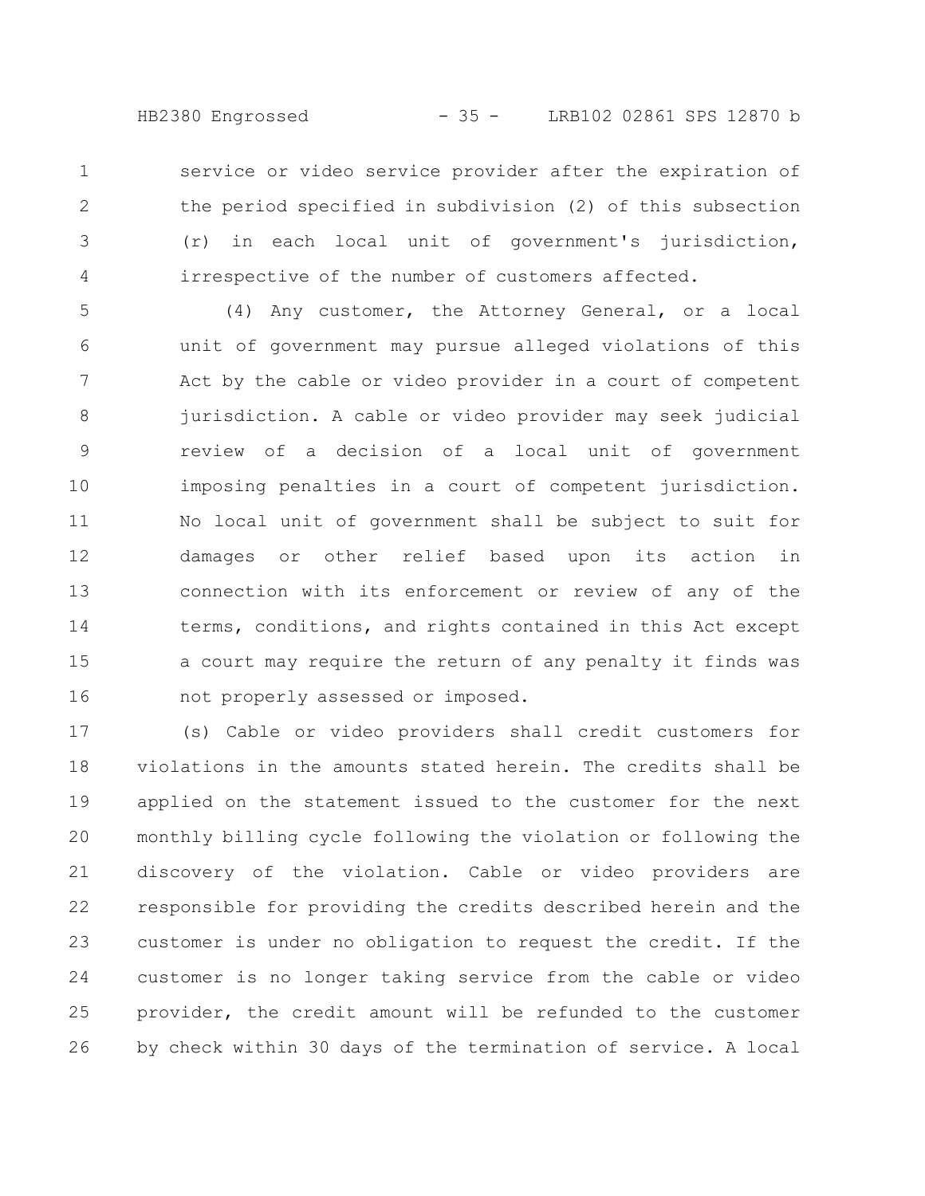service or video service provider after the expiration of the period specified in subdivision (2) of this subsection (r) in each local unit of government's jurisdiction, irrespective of the number of customers affected.

(4) Any customer, the Attorney General, or a local unit of government may pursue alleged violations of this Act by the cable or video provider in a court of competent jurisdiction. A cable or video provider may seek judicial review of a decision of a local unit of government imposing penalties in a court of competent jurisdiction. No local unit of government shall be subject to suit for damages or other relief based upon its action in connection with its enforcement or review of any of the terms, conditions, and rights contained in this Act except a court may require the return of any penalty it finds was not properly assessed or imposed.

(s) Cable or video providers shall credit customers for violations in the amounts stated herein. The credits shall be applied on the statement issued to the customer for the next monthly billing cycle following the violation or following the discovery of the violation. Cable or video providers are responsible for providing the credits described herein and the customer is under no obligation to request the credit. If the customer is no longer taking service from the cable or video provider, the credit amount will be refunded to the customer by check within 30 days of the termination of service. A local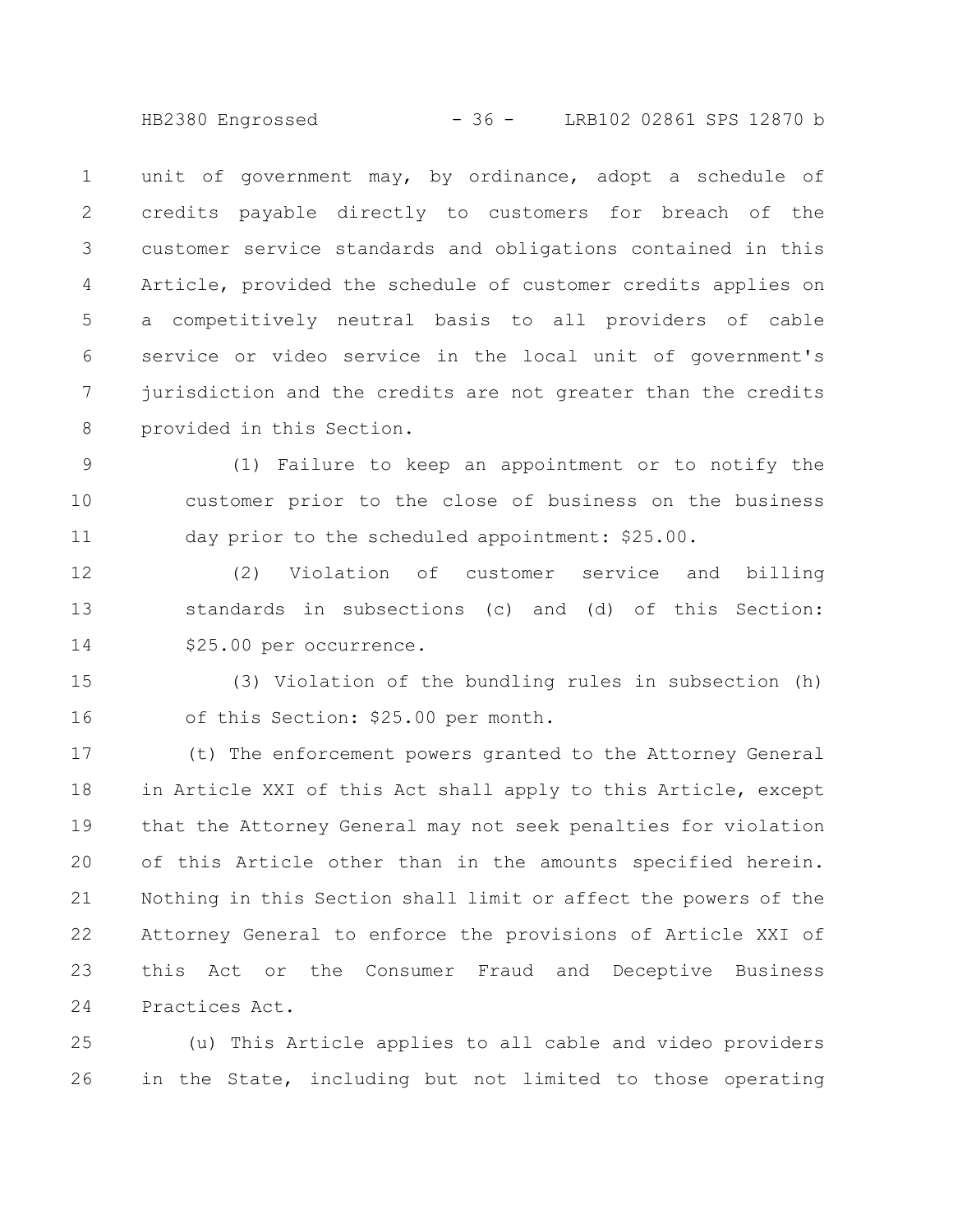unit of government may, by ordinance, adopt a schedule of credits payable directly to customers for breach of the customer service standards and obligations contained in this Article, provided the schedule of customer credits applies on a competitively neutral basis to all providers of cable service or video service in the local unit of government's jurisdiction and the credits are not greater than the credits provided in this Section.

(1) Failure to keep an appointment or to notify the customer prior to the close of business on the business day prior to the scheduled appointment: $25.00.

(2) Violation of customer service and billing standards in subsections (c) and (d) of this Section: $25.00 per occurrence.

(3) Violation of the bundling rules in subsection (h) of this Section: $25.00 per month.

(t) The enforcement powers granted to the Attorney General in Article XXI of this Act shall apply to this Article, except that the Attorney General may not seek penalties for violation of this Article other than in the amounts specified herein. Nothing in this Section shall limit or affect the powers of the Attorney General to enforce the provisions of Article XXI of this Act or the Consumer Fraud and Deceptive Business Practices Act.

(u) This Article applies to all cable and video providers in the State, including but not limited to those operating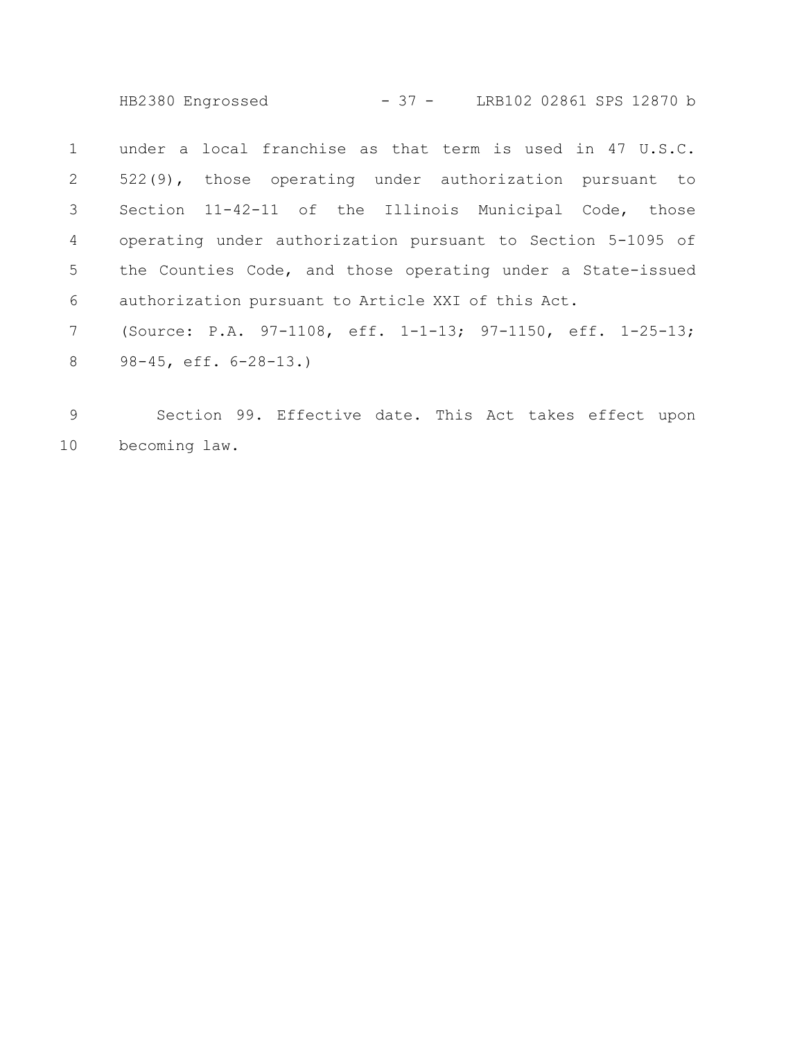under a local franchise as that term is used in 47 U.S.C. 522(9), those operating under authorization pursuant to Section 11-42-11 of the Illinois Municipal Code, those operating under authorization pursuant to Section 5-1095 of the Counties Code, and those operating under a State-issued authorization pursuant to Article XXI of this Act.

(Source: P.A. 97-1108, eff. 1-1-13; 97-1150, eff. 1-25-13; 98-45, eff. 6-28-13.)

Section 99. Effective date. This Act takes effect upon becoming law.